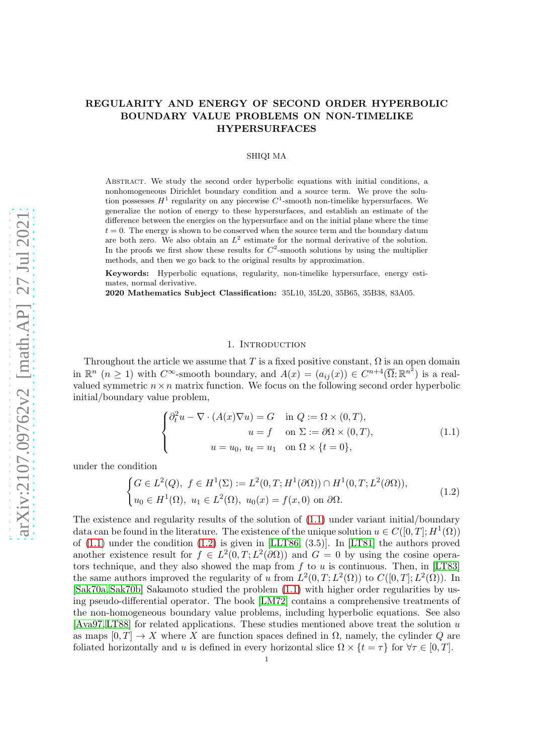# REGULARITY AND ENERGY OF SECOND ORDER HYPERBOLIC BOUNDARY VALUE PROBLEMS ON NON-TIMELIKE HYPERSURFACES

SHIQI MA

Abstract. We study the second order hyperbolic equations with initial conditions, a nonhomogeneous Dirichlet boundary condition and a source term. We prove the solution possesses $H^1$ regularity on any piecewise $C^1$-smooth non-timelike hypersurfaces. We generalize the notion of energy to these hypersurfaces, and establish an estimate of the difference between the energies on the hypersurface and on the initial plane where the time $t = 0$. The energy is shown to be conserved when the source term and the boundary datum are both zero. We also obtain an $L^2$ estimate for the normal derivative of the solution. In the proofs we first show these results for $C^2$-smooth solutions by using the multiplier methods, and then we go back to the original results by approximation.

**Keywords:** Hyperbolic equations, regularity, non-timelike hypersurface, energy estimates, normal derivative.

**2020 Mathematics Subject Classification:** 35L10, 35L20, 35B65, 35B38, 83A05.

## 1. Introduction

Throughout the article we assume that $T$ is a fixed positive constant, $\Omega$ is an open domain in $\mathbb{R}^n$ $(n \geq 1)$ with $C^\infty$-smooth boundary, and $A(x) = (a_{ij}(x)) \in C^{n+4}(\overline{\Omega}; \mathbb{R}^{n^2})$ is a real-valued symmetric $n \times n$ matrix function. We focus on the following second order hyperbolic initial/boundary value problem,

$$
\begin{cases}
\partial_t^2 u - \nabla \cdot (A(x)\nabla u) = G & \text{in } Q := \Omega \times (0,T), \\
u = f & \text{on } \Sigma := \partial\Omega \times (0,T), \\
u = u_0,\ u_t = u_1 & \text{on } \Omega \times \{t = 0\},
\end{cases}
\tag{1.1}
$$

under the condition

$$
\begin{cases}
G \in L^2(Q),\ f \in H^1(\Sigma) := L^2(0,T;H^1(\partial\Omega)) \cap H^1(0,T;L^2(\partial\Omega)), \\
u_0 \in H^1(\Omega),\ u_1 \in L^2(\Omega),\ u_0(x) = f(x,0) \text{ on } \partial\Omega.
\end{cases}
\tag{1.2}
$$

The existence and regularity results of the solution of (1.1) under variant initial/boundary data can be found in the literature. The existence of the unique solution $u \in C([0,T]; H^1(\Omega))$ of (1.1) under the condition (1.2) is given in [LLT86, (3.5)]. In [LT81] the authors proved another existence result for $f \in L^2(0,T;L^2(\partial\Omega))$ and $G = 0$ by using the cosine operators technique, and they also showed the map from $f$ to $u$ is continuous. Then, in [LT83] the same authors improved the regularity of $u$ from $L^2(0,T;L^2(\Omega))$ to $C([0,T];L^2(\Omega))$. In [Sak70a, Sak70b] Sakamoto studied the problem (1.1) with higher order regularities by using pseudo-differential operator. The book [LM72] contains a comprehensive treatments of the non-homogeneous boundary value problems, including hyperbolic equations. See also [Ava97, LT88] for related applications. These studies mentioned above treat the solution $u$ as maps $[0,T] \to X$ where $X$ are function spaces defined in $\Omega$, namely, the cylinder $Q$ are foliated horizontally and $u$ is defined in every horizontal slice $\Omega \times \{t = \tau\}$ for $\forall \tau \in [0,T]$.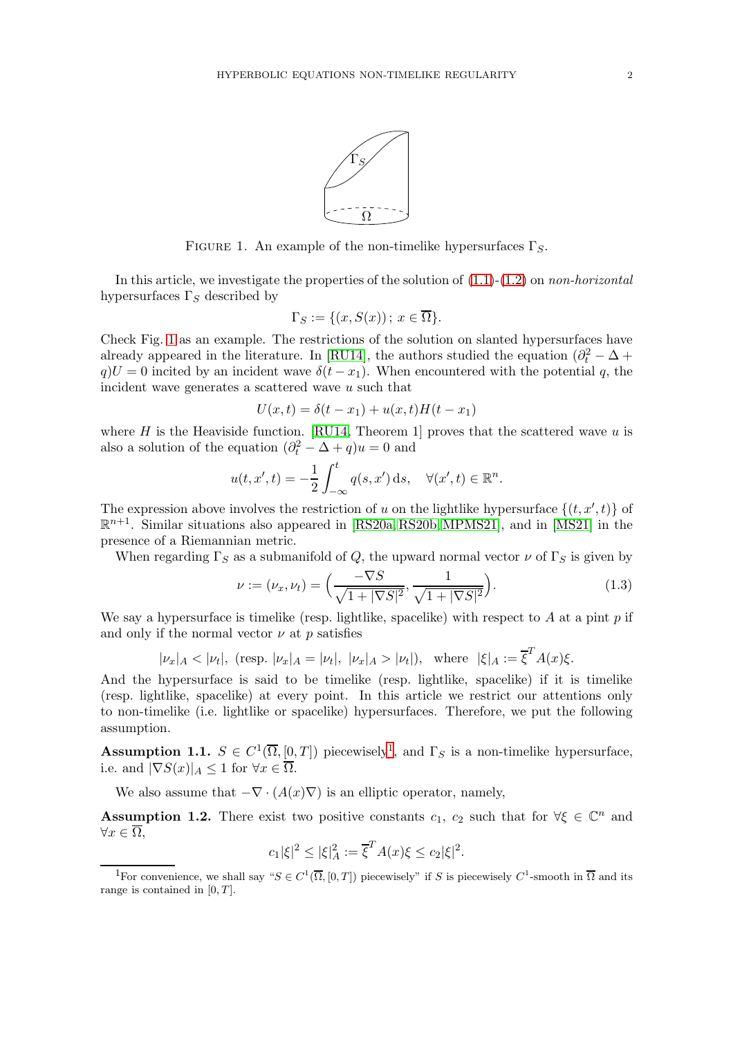FIGURE 1. An example of the non-timelike hypersurfaces $\Gamma_S$.

In this article, we investigate the properties of the solution of (1.1)-(1.2) on *non-horizontal* hypersurfaces $\Gamma_S$ described by

$$\Gamma_S := \{(x, S(x))\,;\, x \in \overline{\Omega}\}.$$

Check Fig. 1 as an example. The restrictions of the solution on slanted hypersurfaces have already appeared in the literature. In [RU14], the authors studied the equation $(\partial_t^2 - \Delta + q)U = 0$ incited by an incident wave $\delta(t - x_1)$. When encountered with the potential $q$, the incident wave generates a scattered wave $u$ such that

$$U(x, t) = \delta(t - x_1) + u(x, t)H(t - x_1)$$

where $H$ is the Heaviside function. [RU14, Theorem 1] proves that the scattered wave $u$ is also a solution of the equation $(\partial_t^2 - \Delta + q)u = 0$ and

$$u(t, x', t) = -\frac{1}{2}\int_{-\infty}^{t} q(s, x')\,\mathrm{d}s, \quad \forall (x', t) \in \mathbb{R}^n.$$

The expression above involves the restriction of $u$ on the lightlike hypersurface $\{(t, x', t)\}$ of $\mathbb{R}^{n+1}$. Similar situations also appeared in [RS20a, RS20b, MPMS21], and in [MS21] in the presence of a Riemannian metric.

When regarding $\Gamma_S$ as a submanifold of $Q$, the upward normal vector $\nu$ of $\Gamma_S$ is given by

$$\nu := (\nu_x, \nu_t) = \Big(\frac{-\nabla S}{\sqrt{1 + |\nabla S|^2}}, \frac{1}{\sqrt{1 + |\nabla S|^2}}\Big). \tag{1.3}$$

We say a hypersurface is timelike (resp. lightlike, spacelike) with respect to $A$ at a pint $p$ if and only if the normal vector $\nu$ at $p$ satisfies

$$|\nu_x|_A < |\nu_t|,\ (\text{resp. } |\nu_x|_A = |\nu_t|,\ |\nu_x|_A > |\nu_t|), \quad \text{where} \quad |\xi|_A := \overline{\xi}^T A(x)\xi.$$

And the hypersurface is said to be timelike (resp. lightlike, spacelike) if it is timelike (resp. lightlike, spacelike) at every point. In this article we restrict our attentions only to non-timelike (i.e. lightlike or spacelike) hypersurfaces. Therefore, we put the following assumption.

**Assumption 1.1.** $S \in C^1(\overline{\Omega}, [0, T])$ piecewisely[1], and $\Gamma_S$ is a non-timelike hypersurface, i.e. and $|\nabla S(x)|_A \leq 1$ for $\forall x \in \overline{\Omega}$.

We also assume that $-\nabla \cdot (A(x)\nabla)$ is an elliptic operator, namely,

**Assumption 1.2.** There exist two positive constants $c_1$, $c_2$ such that for $\forall \xi \in \mathbb{C}^n$ and $\forall x \in \overline{\Omega}$,

$$c_1|\xi|^2 \leq |\xi|_A^2 := \overline{\xi}^T A(x)\xi \leq c_2|\xi|^2.$$

[1] For convenience, we shall say "$S \in C^1(\overline{\Omega}, [0, T])$ piecewisely" if $S$ is piecewisely $C^1$-smooth in $\overline{\Omega}$ and its range is contained in $[0, T]$.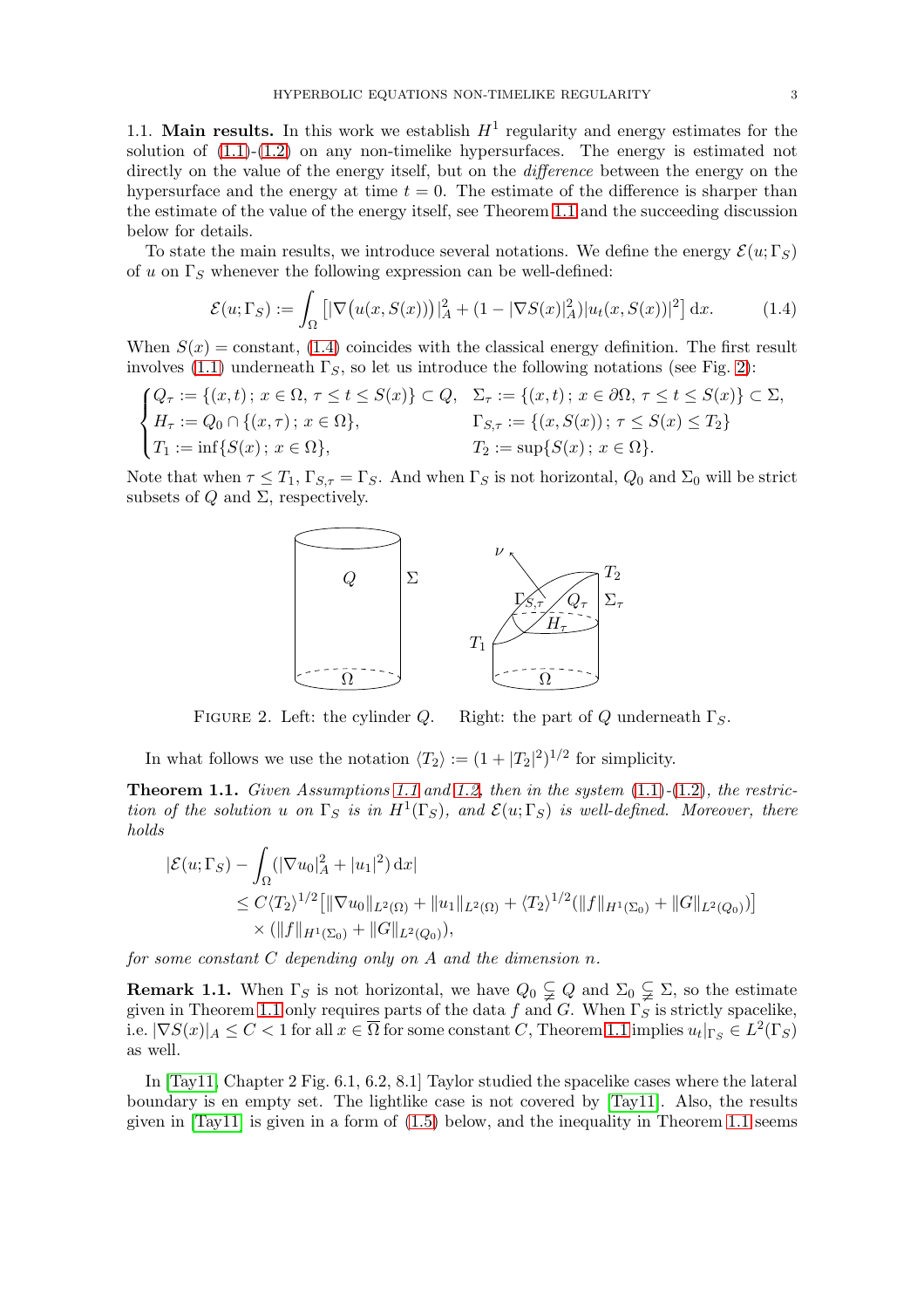1.1. **Main results.** In this work we establish $H^1$ regularity and energy estimates for the solution of (1.1)-(1.2) on any non-timelike hypersurfaces. The energy is estimated not directly on the value of the energy itself, but on the *difference* between the energy on the hypersurface and the energy at time $t = 0$. The estimate of the difference is sharper than the estimate of the value of the energy itself, see Theorem 1.1 and the succeeding discussion below for details.

To state the main results, we introduce several notations. We define the energy $\mathcal{E}(u; \Gamma_S)$ of $u$ on $\Gamma_S$ whenever the following expression can be well-defined:

$$\mathcal{E}(u; \Gamma_S) := \int_\Omega \big[ |\nabla \big( u(x, S(x)) \big)|_A^2 + (1 - |\nabla S(x)|_A^2) |u_t(x, S(x))|^2 \big] \, \mathrm{d}x. \tag{1.4}$$

When $S(x) = $ constant, (1.4) coincides with the classical energy definition. The first result involves (1.1) underneath $\Gamma_S$, so let us introduce the following notations (see Fig. 2):

$$\begin{cases} Q_\tau := \{(x,t) \,;\, x \in \Omega,\ \tau \leq t \leq S(x)\} \subset Q, & \Sigma_\tau := \{(x,t) \,;\, x \in \partial\Omega,\ \tau \leq t \leq S(x)\} \subset \Sigma, \\ H_\tau := Q_0 \cap \{(x, \tau) \,;\, x \in \Omega\}, & \Gamma_{S,\tau} := \{(x, S(x)) \,;\, \tau \leq S(x) \leq T_2\} \\ T_1 := \inf\{S(x) \,;\, x \in \Omega\}, & T_2 := \sup\{S(x) \,;\, x \in \Omega\}. \end{cases}$$

Note that when $\tau \leq T_1$, $\Gamma_{S,\tau} = \Gamma_S$. And when $\Gamma_S$ is not horizontal, $Q_0$ and $\Sigma_0$ will be strict subsets of $Q$ and $\Sigma$, respectively.

FIGURE 2. Left: the cylinder $Q$. Right: the part of $Q$ underneath $\Gamma_S$.

In what follows we use the notation $\langle T_2 \rangle := (1 + |T_2|^2)^{1/2}$ for simplicity.

**Theorem 1.1.** *Given Assumptions 1.1 and 1.2, then in the system* (1.1)-(1.2)*, the restriction of the solution $u$ on $\Gamma_S$ is in $H^1(\Gamma_S)$, and $\mathcal{E}(u; \Gamma_S)$ is well-defined. Moreover, there holds*

$$\begin{aligned} &|\mathcal{E}(u; \Gamma_S) - \int_\Omega (|\nabla u_0|_A^2 + |u_1|^2) \, \mathrm{d}x| \\ &\quad \leq C \langle T_2 \rangle^{1/2} \big[ \|\nabla u_0\|_{L^2(\Omega)} + \|u_1\|_{L^2(\Omega)} + \langle T_2 \rangle^{1/2} (\|f\|_{H^1(\Sigma_0)} + \|G\|_{L^2(Q_0)}) \big] \\ &\quad\quad \times (\|f\|_{H^1(\Sigma_0)} + \|G\|_{L^2(Q_0)}), \end{aligned}$$

*for some constant $C$ depending only on $A$ and the dimension $n$.*

**Remark 1.1.** When $\Gamma_S$ is not horizontal, we have $Q_0 \subsetneqq Q$ and $\Sigma_0 \subsetneqq \Sigma$, so the estimate given in Theorem 1.1 only requires parts of the data $f$ and $G$. When $\Gamma_S$ is strictly spacelike, i.e. $|\nabla S(x)|_A \leq C < 1$ for all $x \in \overline{\Omega}$ for some constant $C$, Theorem 1.1 implies $u_t|_{\Gamma_S} \in L^2(\Gamma_S)$ as well.

In [Tay11, Chapter 2 Fig. 6.1, 6.2, 8.1] Taylor studied the spacelike cases where the lateral boundary is en empty set. The lightlike case is not covered by [Tay11]. Also, the results given in [Tay11] is given in a form of (1.5) below, and the inequality in Theorem 1.1 seems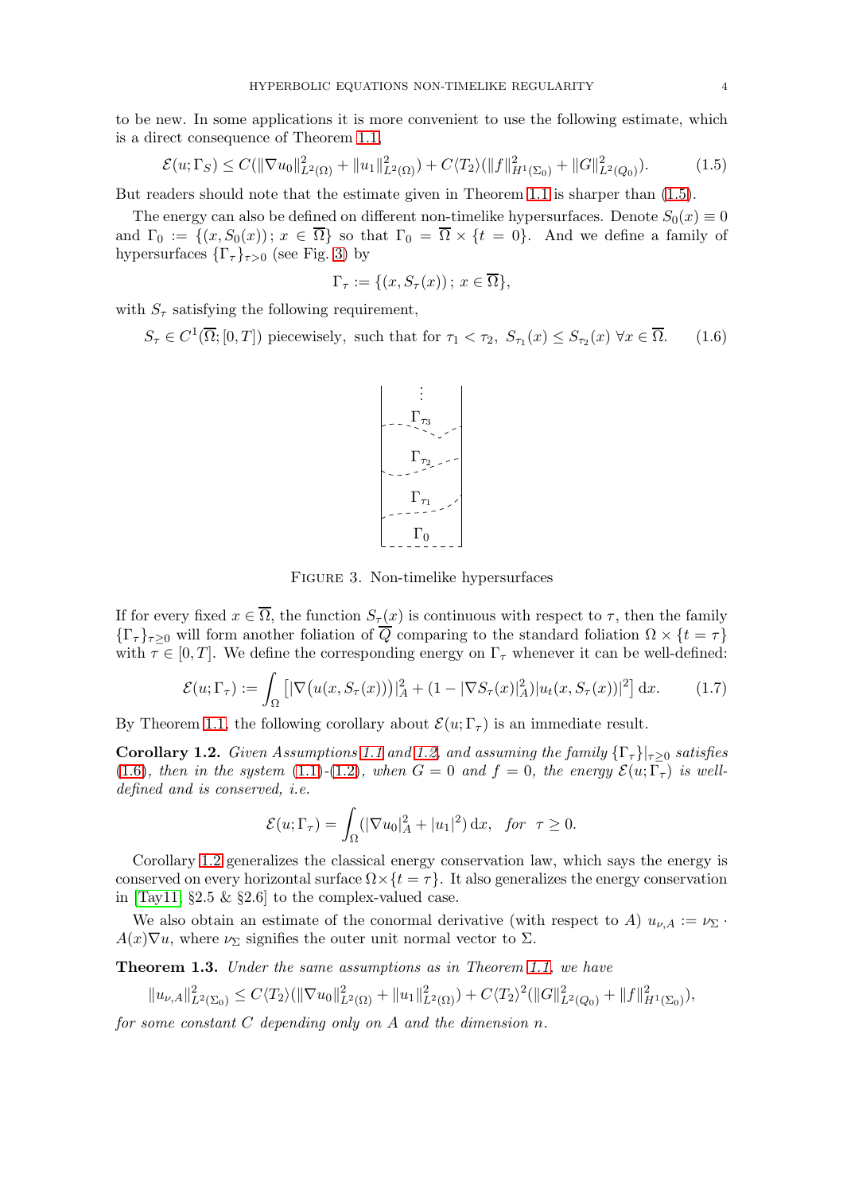to be new. In some applications it is more convenient to use the following estimate, which is a direct consequence of Theorem 1.1,

$$\mathcal{E}(u;\Gamma_S) \le C(\|\nabla u_0\|^2_{L^2(\Omega)} + \|u_1\|^2_{L^2(\Omega)}) + C\langle T_2\rangle(\|f\|^2_{H^1(\Sigma_0)} + \|G\|^2_{L^2(Q_0)}). \tag{1.5}$$

But readers should note that the estimate given in Theorem 1.1 is sharper than (1.5).

The energy can also be defined on different non-timelike hypersurfaces. Denote $S_0(x) \equiv 0$ and $\Gamma_0 := \{(x, S_0(x))\,;\, x \in \overline{\Omega}\}$ so that $\Gamma_0 = \overline{\Omega} \times \{t = 0\}$. And we define a family of hypersurfaces $\{\Gamma_\tau\}_{\tau>0}$ (see Fig. 3) by

$$\Gamma_\tau := \{(x, S_\tau(x))\,;\, x \in \overline{\Omega}\},$$

with $S_\tau$ satisfying the following requirement,

$$S_\tau \in C^1(\overline{\Omega};[0,T]) \text{ piecewisely, such that for } \tau_1 < \tau_2,\ S_{\tau_1}(x) \le S_{\tau_2}(x)\ \forall x \in \overline{\Omega}. \tag{1.6}$$

Figure 3. Non-timelike hypersurfaces

If for every fixed $x \in \overline{\Omega}$, the function $S_\tau(x)$ is continuous with respect to $\tau$, then the family $\{\Gamma_\tau\}_{\tau\ge0}$ will form another foliation of $\overline{Q}$ comparing to the standard foliation $\Omega \times \{t = \tau\}$ with $\tau \in [0,T]$. We define the corresponding energy on $\Gamma_\tau$ whenever it can be well-defined:

$$\mathcal{E}(u;\Gamma_\tau) := \int_\Omega \left[|\nabla\big(u(x,S_\tau(x))\big)|^2_A + (1 - |\nabla S_\tau(x)|^2_A)|u_t(x,S_\tau(x))|^2\right] \mathrm{d}x. \tag{1.7}$$

By Theorem 1.1, the following corollary about $\mathcal{E}(u;\Gamma_\tau)$ is an immediate result.

**Corollary 1.2.** *Given Assumptions 1.1 and 1.2, and assuming the family $\{\Gamma_\tau\}|_{\tau\ge0}$ satisfies (1.6), then in the system (1.1)-(1.2), when $G = 0$ and $f = 0$, the energy $\mathcal{E}(u;\Gamma_\tau)$ is well-defined and is conserved, i.e.*

$$\mathcal{E}(u;\Gamma_\tau) = \int_\Omega (|\nabla u_0|^2_A + |u_1|^2)\,\mathrm{d}x, \quad \textit{for}\ \ \tau \ge 0.$$

Corollary 1.2 generalizes the classical energy conservation law, which says the energy is conserved on every horizontal surface $\Omega\times\{t = \tau\}$. It also generalizes the energy conservation in [Tay11, §2.5 & §2.6] to the complex-valued case.

We also obtain an estimate of the conormal derivative (with respect to $A$) $u_{\nu,A} := \nu_\Sigma \cdot A(x)\nabla u$, where $\nu_\Sigma$ signifies the outer unit normal vector to $\Sigma$.

**Theorem 1.3.** *Under the same assumptions as in Theorem 1.1, we have*

$$\|u_{\nu,A}\|^2_{L^2(\Sigma_0)} \le C\langle T_2\rangle(\|\nabla u_0\|^2_{L^2(\Omega)} + \|u_1\|^2_{L^2(\Omega)}) + C\langle T_2\rangle^2(\|G\|^2_{L^2(Q_0)} + \|f\|^2_{H^1(\Sigma_0)}),$$

*for some constant $C$ depending only on $A$ and the dimension $n$.*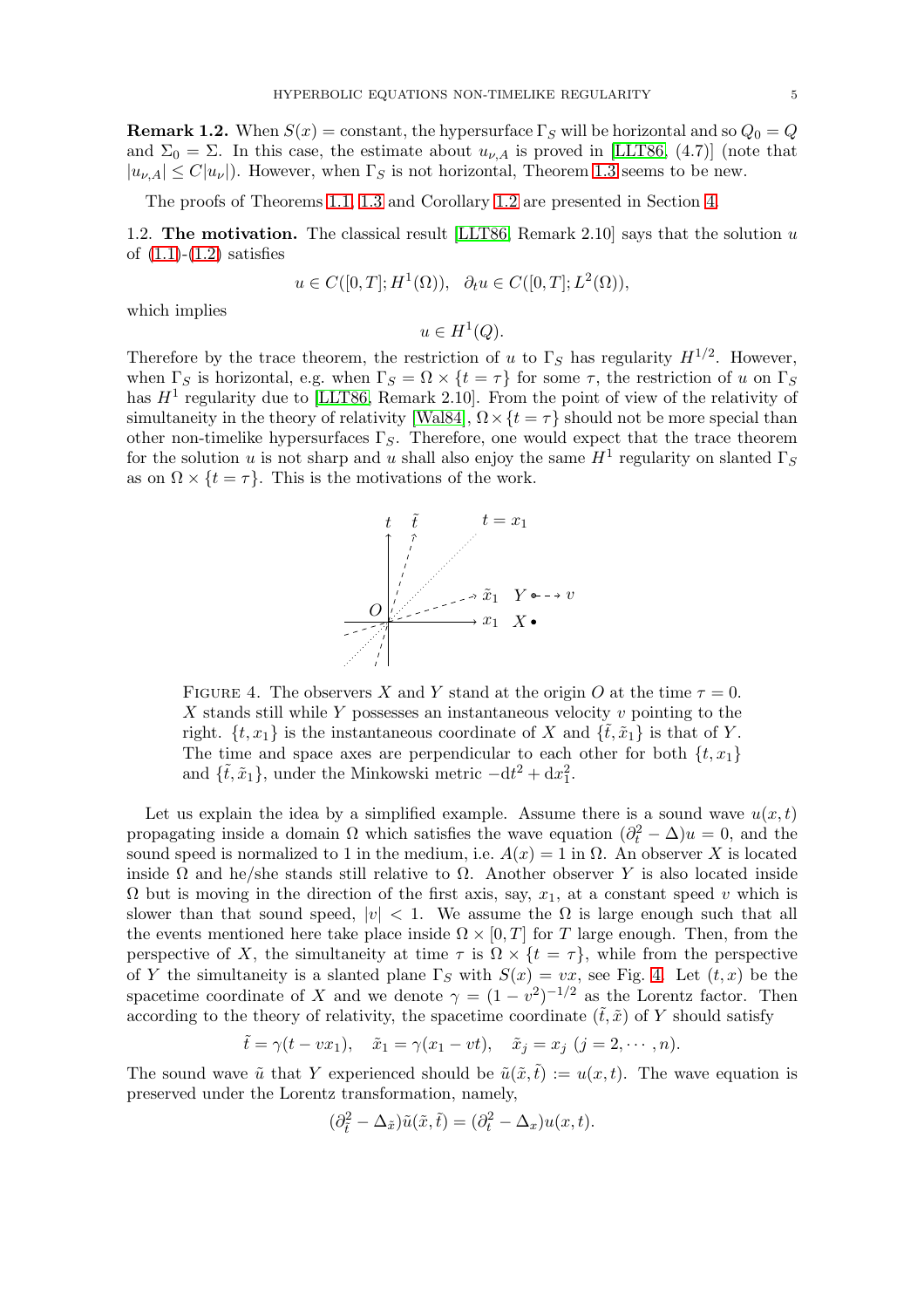**Remark 1.2.** When $S(x) =$ constant, the hypersurface $\Gamma_S$ will be horizontal and so $Q_0 = Q$ and $\Sigma_0 = \Sigma$. In this case, the estimate about $u_{\nu,A}$ is proved in [LLT86, (4.7)] (note that $|u_{\nu,A}| \leq C|u_\nu|$). However, when $\Gamma_S$ is not horizontal, Theorem 1.3 seems to be new.

The proofs of Theorems 1.1, 1.3 and Corollary 1.2 are presented in Section 4.

## 1.2. The motivation.

The classical result [LLT86, Remark 2.10] says that the solution $u$ of (1.1)-(1.2) satisfies

$$u \in C([0,T]; H^1(\Omega)), \quad \partial_t u \in C([0,T]; L^2(\Omega)),$$

which implies

$$u \in H^1(Q).$$

Therefore by the trace theorem, the restriction of $u$ to $\Gamma_S$ has regularity $H^{1/2}$. However, when $\Gamma_S$ is horizontal, e.g. when $\Gamma_S = \Omega \times \{t = \tau\}$ for some $\tau$, the restriction of $u$ on $\Gamma_S$ has $H^1$ regularity due to [LLT86, Remark 2.10]. From the point of view of the relativity of simultaneity in the theory of relativity [Wal84], $\Omega \times \{t = \tau\}$ should not be more special than other non-timelike hypersurfaces $\Gamma_S$. Therefore, one would expect that the trace theorem for the solution $u$ is not sharp and $u$ shall also enjoy the same $H^1$ regularity on slanted $\Gamma_S$ as on $\Omega \times \{t = \tau\}$. This is the motivations of the work.

FIGURE 4. The observers $X$ and $Y$ stand at the origin $O$ at the time $\tau = 0$. $X$ stands still while $Y$ possesses an instantaneous velocity $v$ pointing to the right. $\{t, x_1\}$ is the instantaneous coordinate of $X$ and $\{\tilde{t}, \tilde{x}_1\}$ is that of $Y$. The time and space axes are perpendicular to each other for both $\{t, x_1\}$ and $\{\tilde{t}, \tilde{x}_1\}$, under the Minkowski metric $-\mathrm{d}t^2 + \mathrm{d}x_1^2$.

Let us explain the idea by a simplified example. Assume there is a sound wave $u(x,t)$ propagating inside a domain $\Omega$ which satisfies the wave equation $(\partial_t^2 - \Delta)u = 0$, and the sound speed is normalized to 1 in the medium, i.e. $A(x) = 1$ in $\Omega$. An observer $X$ is located inside $\Omega$ and he/she stands still relative to $\Omega$. Another observer $Y$ is also located inside $\Omega$ but is moving in the direction of the first axis, say, $x_1$, at a constant speed $v$ which is slower than that sound speed, $|v| < 1$. We assume the $\Omega$ is large enough such that all the events mentioned here take place inside $\Omega \times [0,T]$ for $T$ large enough. Then, from the perspective of $X$, the simultaneity at time $\tau$ is $\Omega \times \{t = \tau\}$, while from the perspective of $Y$ the simultaneity is a slanted plane $\Gamma_S$ with $S(x) = vx$, see Fig. 4. Let $(t,x)$ be the spacetime coordinate of $X$ and we denote $\gamma = (1 - v^2)^{-1/2}$ as the Lorentz factor. Then according to the theory of relativity, the spacetime coordinate $(\tilde{t}, \tilde{x})$ of $Y$ should satisfy

$$\tilde{t} = \gamma(t - vx_1), \quad \tilde{x}_1 = \gamma(x_1 - vt), \quad \tilde{x}_j = x_j \ (j = 2, \cdots, n).$$

The sound wave $\tilde{u}$ that $Y$ experienced should be $\tilde{u}(\tilde{x}, \tilde{t}) := u(x,t)$. The wave equation is preserved under the Lorentz transformation, namely,

$$(\partial_{\tilde{t}}^2 - \Delta_{\tilde{x}})\tilde{u}(\tilde{x}, \tilde{t}) = (\partial_t^2 - \Delta_x)u(x,t).$$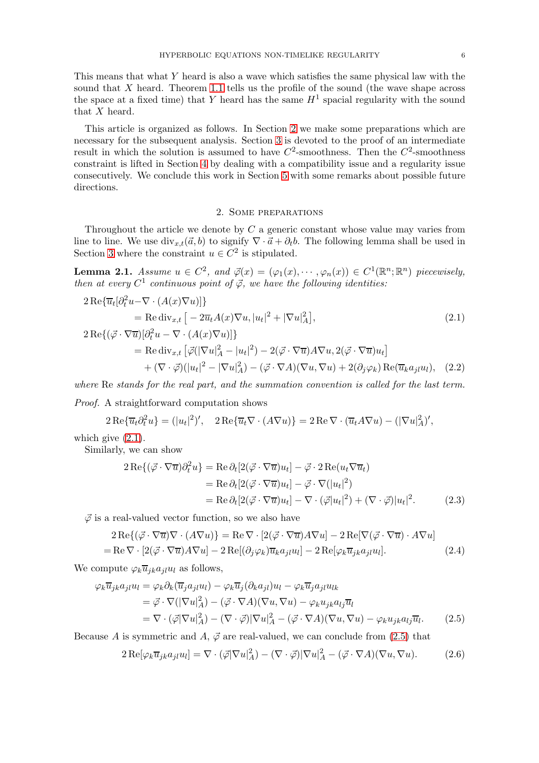This means that what $Y$ heard is also a wave which satisfies the same physical law with the sound that $X$ heard. Theorem 1.1 tells us the profile of the sound (the wave shape across the space at a fixed time) that $Y$ heard has the same $H^1$ spacial regularity with the sound that $X$ heard.

This article is organized as follows. In Section 2 we make some preparations which are necessary for the subsequent analysis. Section 3 is devoted to the proof of an intermediate result in which the solution is assumed to have $C^2$-smoothness. Then the $C^2$-smoothness constraint is lifted in Section 4 by dealing with a compatibility issue and a regularity issue consecutively. We conclude this work in Section 5 with some remarks about possible future directions.

## 2. Some preparations

Throughout the article we denote by $C$ a generic constant whose value may varies from line to line. We use $\mathrm{div}_{x,t}(\vec{a}, b)$ to signify $\nabla \cdot \vec{a} + \partial_t b$. The following lemma shall be used in Section 3 where the constraint $u \in C^2$ is stipulated.

**Lemma 2.1.** *Assume $u \in C^2$, and $\vec{\varphi}(x) = (\varphi_1(x), \cdots, \varphi_n(x)) \in C^1(\mathbb{R}^n; \mathbb{R}^n)$ piecewisely, then at every $C^1$ continuous point of $\vec{\varphi}$, we have the following identities:*

$$
\begin{aligned}
&2\,\mathrm{Re}\{\overline{u}_t[\partial_t^2 u - \nabla \cdot (A(x)\nabla u)]\} \\
&\qquad = \mathrm{Re}\,\mathrm{div}_{x,t}\big[-2\overline{u}_t A(x)\nabla u, |u_t|^2 + |\nabla u|_A^2\big], \qquad (2.1)\\
&2\,\mathrm{Re}\{(\vec{\varphi}\cdot\nabla\overline{u})[\partial_t^2 u - \nabla\cdot(A(x)\nabla u)]\} \\
&\qquad = \mathrm{Re}\,\mathrm{div}_{x,t}\big[\vec{\varphi}(|\nabla u|_A^2 - |u_t|^2) - 2(\vec{\varphi}\cdot\nabla\overline{u})A\nabla u, 2(\vec{\varphi}\cdot\nabla\overline{u})u_t\big] \\
&\qquad\quad + (\nabla\cdot\vec{\varphi})(|u_t|^2 - |\nabla u|_A^2) - (\vec{\varphi}\cdot\nabla A)(\nabla u, \nabla u) + 2(\partial_j\varphi_k)\,\mathrm{Re}(\overline{u}_k a_{jl} u_l), \quad (2.2)
\end{aligned}
$$

*where* Re *stands for the real part, and the summation convention is called for the last term.*

*Proof.* A straightforward computation shows

$$
2\,\mathrm{Re}\{\overline{u}_t\partial_t^2 u\} = (|u_t|^2)', \quad 2\,\mathrm{Re}\{\overline{u}_t\nabla\cdot(A\nabla u)\} = 2\,\mathrm{Re}\,\nabla\cdot(\overline{u}_t A\nabla u) - (|\nabla u|_A^2)',
$$

which give (2.1).

Similarly, we can show

$$
\begin{aligned}
2\,\mathrm{Re}\{(\vec{\varphi}\cdot\nabla\overline{u})\partial_t^2 u\} &= \mathrm{Re}\,\partial_t[2(\vec{\varphi}\cdot\nabla\overline{u})u_t] - \vec{\varphi}\cdot 2\,\mathrm{Re}(u_t\nabla\overline{u}_t) \\
&= \mathrm{Re}\,\partial_t[2(\vec{\varphi}\cdot\nabla\overline{u})u_t] - \vec{\varphi}\cdot\nabla(|u_t|^2) \\
&= \mathrm{Re}\,\partial_t[2(\vec{\varphi}\cdot\nabla\overline{u})u_t] - \nabla\cdot(\vec{\varphi}|u_t|^2) + (\nabla\cdot\vec{\varphi})|u_t|^2. \qquad (2.3)
\end{aligned}
$$

$\vec{\varphi}$ is a real-valued vector function, so we also have

$$
\begin{aligned}
&2\,\mathrm{Re}\{(\vec{\varphi}\cdot\nabla\overline{u})\nabla\cdot(A\nabla u)\} = \mathrm{Re}\,\nabla\cdot[2(\vec{\varphi}\cdot\nabla\overline{u})A\nabla u] - 2\,\mathrm{Re}[\nabla(\vec{\varphi}\cdot\nabla\overline{u})\cdot A\nabla u] \\
&= \mathrm{Re}\,\nabla\cdot[2(\vec{\varphi}\cdot\nabla\overline{u})A\nabla u] - 2\,\mathrm{Re}[(\partial_j\varphi_k)\overline{u}_k a_{jl}u_l] - 2\,\mathrm{Re}[\varphi_k\overline{u}_{jk}a_{jl}u_l]. \qquad (2.4)
\end{aligned}
$$

We compute $\varphi_k\overline{u}_{jk}a_{jl}u_l$ as follows,

$$
\begin{aligned}
\varphi_k\overline{u}_{jk}a_{jl}u_l &= \varphi_k\partial_k(\overline{u}_j a_{jl}u_l) - \varphi_k\overline{u}_j(\partial_k a_{jl})u_l - \varphi_k\overline{u}_j a_{jl}u_{lk} \\
&= \vec{\varphi}\cdot\nabla(|\nabla u|_A^2) - (\vec{\varphi}\cdot\nabla A)(\nabla u, \nabla u) - \varphi_k u_{jk}a_{lj}\overline{u}_l \\
&= \nabla\cdot(\vec{\varphi}|\nabla u|_A^2) - (\nabla\cdot\vec{\varphi})|\nabla u|_A^2 - (\vec{\varphi}\cdot\nabla A)(\nabla u, \nabla u) - \varphi_k u_{jk}a_{lj}\overline{u}_l. \qquad (2.5)
\end{aligned}
$$

Because $A$ is symmetric and $A$, $\vec{\varphi}$ are real-valued, we can conclude from (2.5) that

$$
2\,\mathrm{Re}[\varphi_k\overline{u}_{jk}a_{jl}u_l] = \nabla\cdot(\vec{\varphi}|\nabla u|_A^2) - (\nabla\cdot\vec{\varphi})|\nabla u|_A^2 - (\vec{\varphi}\cdot\nabla A)(\nabla u, \nabla u). \qquad (2.6)
$$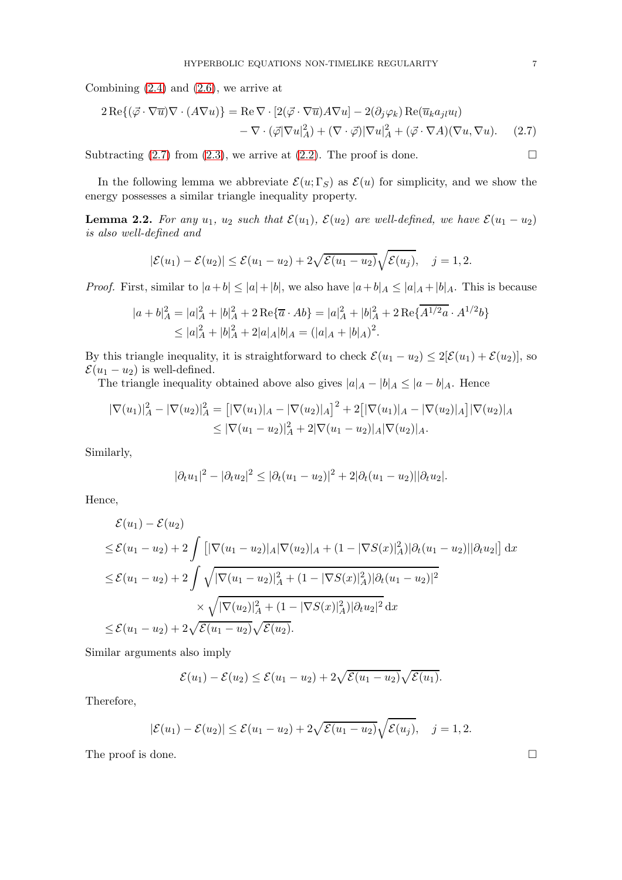Combining (2.4) and (2.6), we arrive at

$$
\begin{aligned}
2\operatorname{Re}\{(\vec{\varphi}\cdot\nabla\overline{u})\nabla\cdot(A\nabla u)\} = {} & \operatorname{Re}\nabla\cdot[2(\vec{\varphi}\cdot\nabla\overline{u})A\nabla u] - 2(\partial_j\varphi_k)\operatorname{Re}(\overline{u}_k a_{jl} u_l) \\
& - \nabla\cdot(\vec{\varphi}|\nabla u|_A^2) + (\nabla\cdot\vec{\varphi})|\nabla u|_A^2 + (\vec{\varphi}\cdot\nabla A)(\nabla u, \nabla u). \qquad (2.7)
\end{aligned}
$$

Subtracting (2.7) from (2.3), we arrive at (2.2). The proof is done. □

In the following lemma we abbreviate $\mathcal{E}(u;\Gamma_S)$ as $\mathcal{E}(u)$ for simplicity, and we show the energy possesses a similar triangle inequality property.

**Lemma 2.2.** *For any $u_1$, $u_2$ such that $\mathcal{E}(u_1)$, $\mathcal{E}(u_2)$ are well-defined, we have $\mathcal{E}(u_1 - u_2)$ is also well-defined and*

$$
|\mathcal{E}(u_1) - \mathcal{E}(u_2)| \leq \mathcal{E}(u_1 - u_2) + 2\sqrt{\mathcal{E}(u_1 - u_2)}\sqrt{\mathcal{E}(u_j)}, \quad j = 1, 2.
$$

*Proof.* First, similar to $|a+b| \leq |a| + |b|$, we also have $|a+b|_A \leq |a|_A + |b|_A$. This is because

$$
\begin{aligned}
|a+b|_A^2 &= |a|_A^2 + |b|_A^2 + 2\operatorname{Re}\{\overline{a}\cdot Ab\} = |a|_A^2 + |b|_A^2 + 2\operatorname{Re}\{\overline{A^{1/2}a}\cdot A^{1/2}b\} \\
&\leq |a|_A^2 + |b|_A^2 + 2|a|_A|b|_A = (|a|_A + |b|_A)^2.
\end{aligned}
$$

By this triangle inequality, it is straightforward to check $\mathcal{E}(u_1 - u_2) \leq 2[\mathcal{E}(u_1) + \mathcal{E}(u_2)]$, so $\mathcal{E}(u_1 - u_2)$ is well-defined.

The triangle inequality obtained above also gives $|a|_A - |b|_A \leq |a - b|_A$. Hence

$$
\begin{aligned}
|\nabla(u_1)|_A^2 - |\nabla(u_2)|_A^2 &= \big[|\nabla(u_1)|_A - |\nabla(u_2)|_A\big]^2 + 2\big[|\nabla(u_1)|_A - |\nabla(u_2)|_A\big]|\nabla(u_2)|_A \\
&\leq |\nabla(u_1 - u_2)|_A^2 + 2|\nabla(u_1 - u_2)|_A|\nabla(u_2)|_A.
\end{aligned}
$$

Similarly,

$$
|\partial_t u_1|^2 - |\partial_t u_2|^2 \leq |\partial_t(u_1 - u_2)|^2 + 2|\partial_t(u_1 - u_2)||\partial_t u_2|.
$$

Hence,

$$
\begin{aligned}
& \mathcal{E}(u_1) - \mathcal{E}(u_2) \\
\leq {} & \mathcal{E}(u_1 - u_2) + 2\int \big[|\nabla(u_1 - u_2)|_A|\nabla(u_2)|_A + (1 - |\nabla S(x)|_A^2)|\partial_t(u_1 - u_2)||\partial_t u_2|\big]\,\mathrm{d}x \\
\leq {} & \mathcal{E}(u_1 - u_2) + 2\int \sqrt{|\nabla(u_1 - u_2)|_A^2 + (1 - |\nabla S(x)|_A^2)|\partial_t(u_1 - u_2)|^2} \\
& \qquad \times \sqrt{|\nabla(u_2)|_A^2 + (1 - |\nabla S(x)|_A^2)|\partial_t u_2|^2}\,\mathrm{d}x \\
\leq {} & \mathcal{E}(u_1 - u_2) + 2\sqrt{\mathcal{E}(u_1 - u_2)}\sqrt{\mathcal{E}(u_2)}.
\end{aligned}
$$

Similar arguments also imply

$$
\mathcal{E}(u_1) - \mathcal{E}(u_2) \leq \mathcal{E}(u_1 - u_2) + 2\sqrt{\mathcal{E}(u_1 - u_2)}\sqrt{\mathcal{E}(u_1)}.
$$

Therefore,

$$
|\mathcal{E}(u_1) - \mathcal{E}(u_2)| \leq \mathcal{E}(u_1 - u_2) + 2\sqrt{\mathcal{E}(u_1 - u_2)}\sqrt{\mathcal{E}(u_j)}, \quad j = 1, 2.
$$

The proof is done. □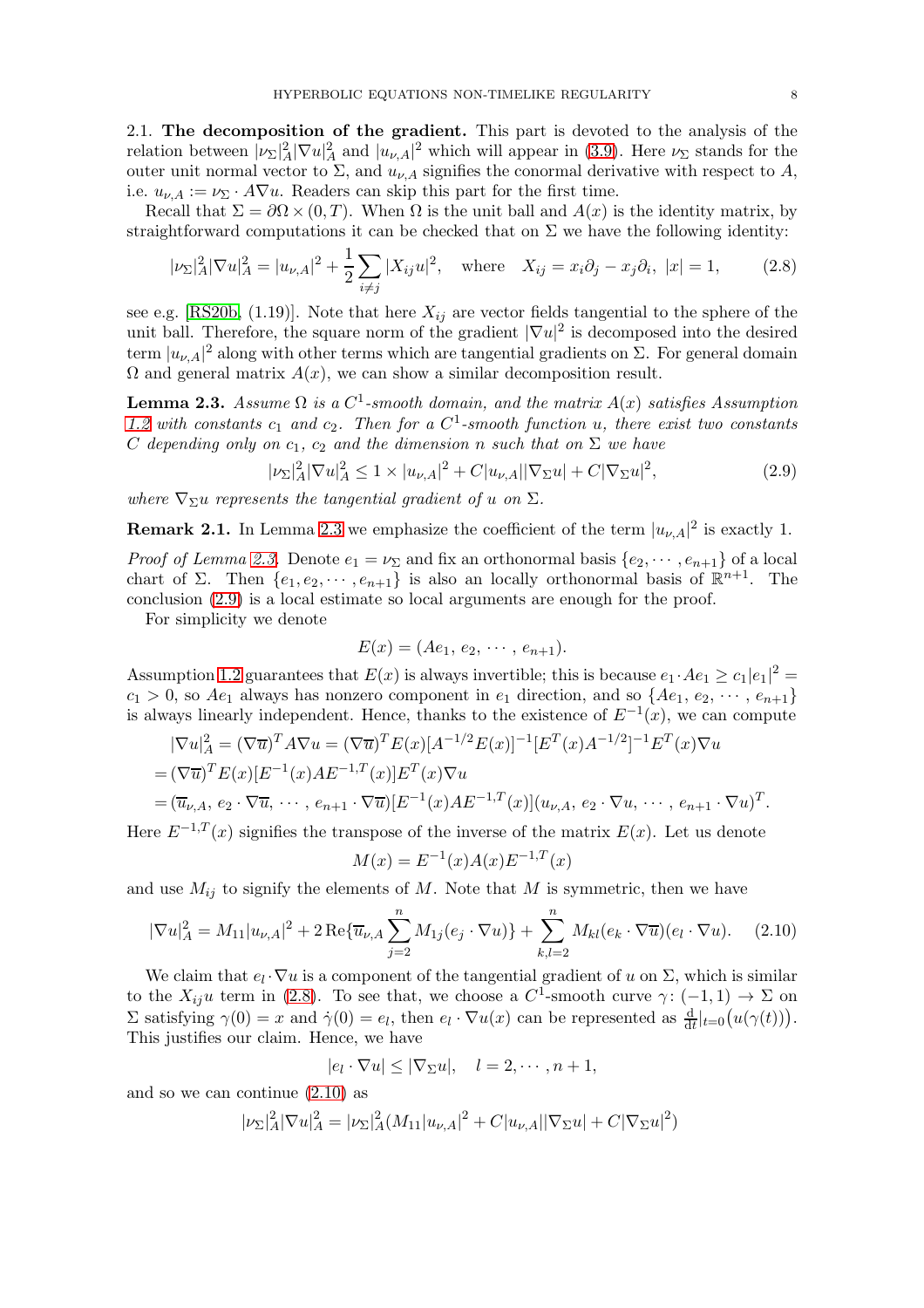2.1. **The decomposition of the gradient.** This part is devoted to the analysis of the relation between $|\nu_\Sigma|_A^2 |\nabla u|_A^2$ and $|u_{\nu,A}|^2$ which will appear in (3.9). Here $\nu_\Sigma$ stands for the outer unit normal vector to $\Sigma$, and $u_{\nu,A}$ signifies the conormal derivative with respect to $A$, i.e. $u_{\nu,A} := \nu_\Sigma \cdot A \nabla u$. Readers can skip this part for the first time.

Recall that $\Sigma = \partial\Omega \times (0,T)$. When $\Omega$ is the unit ball and $A(x)$ is the identity matrix, by straightforward computations it can be checked that on $\Sigma$ we have the following identity:

$$|\nu_\Sigma|_A^2 |\nabla u|_A^2 = |u_{\nu,A}|^2 + \frac{1}{2}\sum_{i\neq j} |X_{ij} u|^2, \quad \text{where} \quad X_{ij} = x_i \partial_j - x_j \partial_i,\ |x| = 1, \tag{2.8}$$

see e.g. [RS20b, (1.19)]. Note that here $X_{ij}$ are vector fields tangential to the sphere of the unit ball. Therefore, the square norm of the gradient $|\nabla u|^2$ is decomposed into the desired term $|u_{\nu,A}|^2$ along with other terms which are tangential gradients on $\Sigma$. For general domain $\Omega$ and general matrix $A(x)$, we can show a similar decomposition result.

**Lemma 2.3.** *Assume $\Omega$ is a $C^1$-smooth domain, and the matrix $A(x)$ satisfies Assumption 1.2 with constants $c_1$ and $c_2$. Then for a $C^1$-smooth function $u$, there exist two constants $C$ depending only on $c_1$, $c_2$ and the dimension $n$ such that on $\Sigma$ we have*

$$|\nu_\Sigma|_A^2 |\nabla u|_A^2 \leq 1 \times |u_{\nu,A}|^2 + C|u_{\nu,A}||\nabla_\Sigma u| + C|\nabla_\Sigma u|^2, \tag{2.9}$$

*where $\nabla_\Sigma u$ represents the tangential gradient of $u$ on $\Sigma$.*

**Remark 2.1.** In Lemma 2.3 we emphasize the coefficient of the term $|u_{\nu,A}|^2$ is exactly 1.

*Proof of Lemma 2.3.* Denote $e_1 = \nu_\Sigma$ and fix an orthonormal basis $\{e_2, \cdots, e_{n+1}\}$ of a local chart of $\Sigma$. Then $\{e_1, e_2, \cdots, e_{n+1}\}$ is also an locally orthonormal basis of $\mathbb{R}^{n+1}$. The conclusion (2.9) is a local estimate so local arguments are enough for the proof.

For simplicity we denote

$$E(x) = (Ae_1,\, e_2,\, \cdots,\, e_{n+1}).$$

Assumption 1.2 guarantees that $E(x)$ is always invertible; this is because $e_1 \cdot Ae_1 \geq c_1 |e_1|^2 = c_1 > 0$, so $Ae_1$ always has nonzero component in $e_1$ direction, and so $\{Ae_1,\, e_2,\, \cdots,\, e_{n+1}\}$ is always linearly independent. Hence, thanks to the existence of $E^{-1}(x)$, we can compute

$$\begin{aligned}
|\nabla u|_A^2 &= (\nabla \overline{u})^T A \nabla u = (\nabla \overline{u})^T E(x) [A^{-1/2} E(x)]^{-1} [E^T(x) A^{-1/2}]^{-1} E^T(x) \nabla u \\
&= (\nabla \overline{u})^T E(x) [E^{-1}(x) A E^{-1,T}(x)] E^T(x) \nabla u \\
&= (\overline{u}_{\nu,A},\, e_2 \cdot \nabla \overline{u},\, \cdots,\, e_{n+1} \cdot \nabla \overline{u}) [E^{-1}(x) A E^{-1,T}(x)] (u_{\nu,A},\, e_2 \cdot \nabla u,\, \cdots,\, e_{n+1} \cdot \nabla u)^T.
\end{aligned}$$

Here $E^{-1,T}(x)$ signifies the transpose of the inverse of the matrix $E(x)$. Let us denote

$$M(x) = E^{-1}(x) A(x) E^{-1,T}(x)$$

and use $M_{ij}$ to signify the elements of $M$. Note that $M$ is symmetric, then we have

$$|\nabla u|_A^2 = M_{11} |u_{\nu,A}|^2 + 2\,\mathrm{Re}\{\overline{u}_{\nu,A} \sum_{j=2}^n M_{1j} (e_j \cdot \nabla u)\} + \sum_{k,l=2}^n M_{kl} (e_k \cdot \nabla \overline{u})(e_l \cdot \nabla u). \tag{2.10}$$

We claim that $e_l \cdot \nabla u$ is a component of the tangential gradient of $u$ on $\Sigma$, which is similar to the $X_{ij} u$ term in (2.8). To see that, we choose a $C^1$-smooth curve $\gamma \colon (-1,1) \to \Sigma$ on $\Sigma$ satisfying $\gamma(0) = x$ and $\dot{\gamma}(0) = e_l$, then $e_l \cdot \nabla u(x)$ can be represented as $\frac{\mathrm{d}}{\mathrm{d}t}|_{t=0} \big(u(\gamma(t))\big)$. This justifies our claim. Hence, we have

$$|e_l \cdot \nabla u| \leq |\nabla_\Sigma u|, \quad l = 2, \cdots, n+1,$$

and so we can continue (2.10) as

$$|\nu_\Sigma|_A^2 |\nabla u|_A^2 = |\nu_\Sigma|_A^2 (M_{11} |u_{\nu,A}|^2 + C|u_{\nu,A}||\nabla_\Sigma u| + C|\nabla_\Sigma u|^2)$$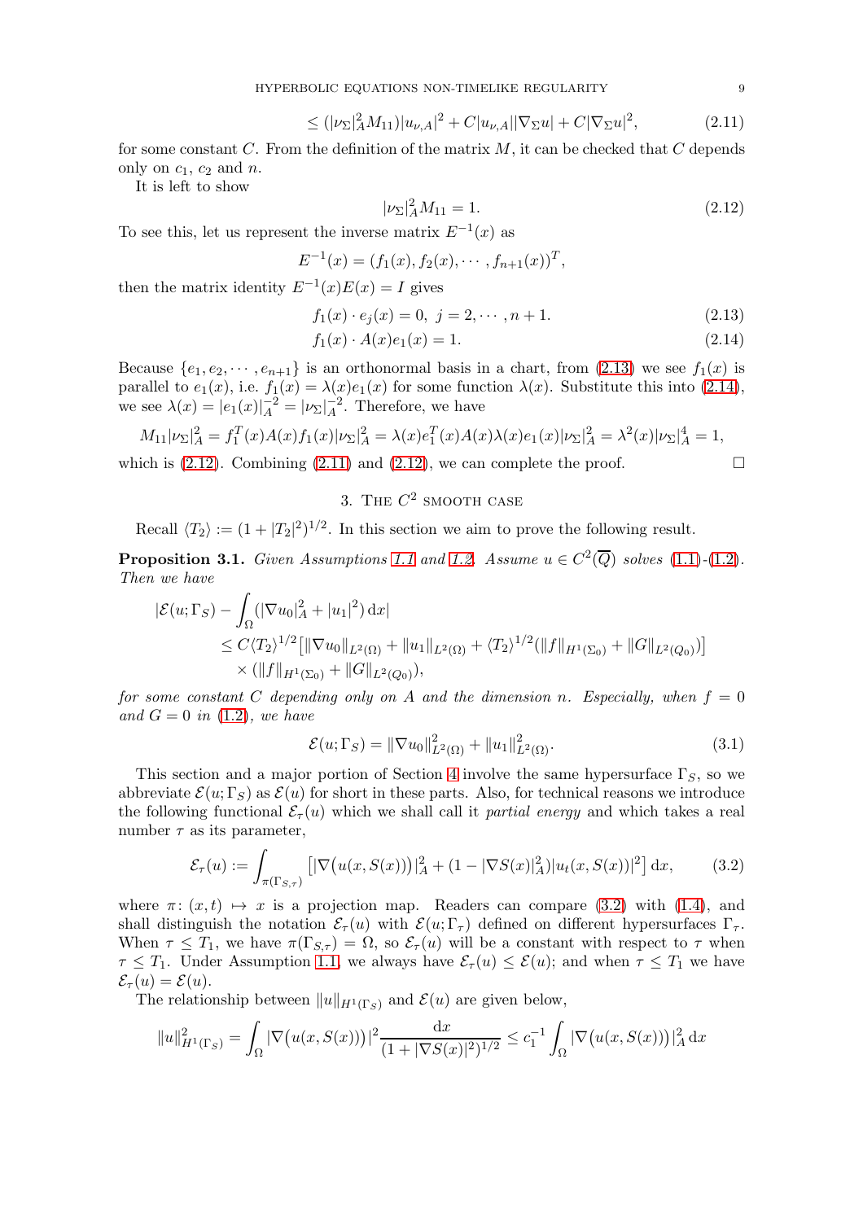$$\leq (|\nu_\Sigma|_A^2 M_{11})|u_{\nu,A}|^2 + C|u_{\nu,A}||\nabla_\Sigma u| + C|\nabla_\Sigma u|^2, \tag{2.11}$$

for some constant $C$. From the definition of the matrix $M$, it can be checked that $C$ depends only on $c_1$, $c_2$ and $n$.

It is left to show

$$|\nu_\Sigma|_A^2 M_{11} = 1. \tag{2.12}$$

To see this, let us represent the inverse matrix $E^{-1}(x)$ as

$$E^{-1}(x) = (f_1(x), f_2(x), \cdots, f_{n+1}(x))^T,$$

then the matrix identity $E^{-1}(x)E(x) = I$ gives

$$f_1(x) \cdot e_j(x) = 0, \ j = 2, \cdots, n+1. \tag{2.13}$$

$$f_1(x) \cdot A(x)e_1(x) = 1. \tag{2.14}$$

Because $\{e_1, e_2, \cdots, e_{n+1}\}$ is an orthonormal basis in a chart, from (2.13) we see $f_1(x)$ is parallel to $e_1(x)$, i.e. $f_1(x) = \lambda(x)e_1(x)$ for some function $\lambda(x)$. Substitute this into (2.14), we see $\lambda(x) = |e_1(x)|_A^{-2} = |\nu_\Sigma|_A^{-2}$. Therefore, we have

$$M_{11}|\nu_\Sigma|_A^2 = f_1^T(x)A(x)f_1(x)|\nu_\Sigma|_A^2 = \lambda(x)e_1^T(x)A(x)\lambda(x)e_1(x)|\nu_\Sigma|_A^2 = \lambda^2(x)|\nu_\Sigma|_A^4 = 1,$$

which is (2.12). Combining (2.11) and (2.12), we can complete the proof. $\square$

## 3. The $C^2$ smooth case

Recall $\langle T_2 \rangle := (1 + |T_2|^2)^{1/2}$. In this section we aim to prove the following result.

**Proposition 3.1.** *Given Assumptions 1.1 and 1.2. Assume $u \in C^2(\overline{Q})$ solves (1.1)-(1.2). Then we have*

$$\begin{aligned}
&|\mathcal{E}(u; \Gamma_S) - \int_\Omega (|\nabla u_0|_A^2 + |u_1|^2) \,\mathrm{d}x| \\
&\leq C\langle T_2 \rangle^{1/2} \big[ \|\nabla u_0\|_{L^2(\Omega)} + \|u_1\|_{L^2(\Omega)} + \langle T_2 \rangle^{1/2} (\|f\|_{H^1(\Sigma_0)} + \|G\|_{L^2(Q_0)}) \big] \\
&\quad \times (\|f\|_{H^1(\Sigma_0)} + \|G\|_{L^2(Q_0)}),
\end{aligned}$$

*for some constant $C$ depending only on $A$ and the dimension $n$. Especially, when $f = 0$ and $G = 0$ in (1.2), we have*

$$\mathcal{E}(u; \Gamma_S) = \|\nabla u_0\|_{L^2(\Omega)}^2 + \|u_1\|_{L^2(\Omega)}^2. \tag{3.1}$$

This section and a major portion of Section 4 involve the same hypersurface $\Gamma_S$, so we abbreviate $\mathcal{E}(u; \Gamma_S)$ as $\mathcal{E}(u)$ for short in these parts. Also, for technical reasons we introduce the following functional $\mathcal{E}_\tau(u)$ which we shall call it *partial energy* and which takes a real number $\tau$ as its parameter,

$$\mathcal{E}_\tau(u) := \int_{\pi(\Gamma_{S,\tau})} \big[ |\nabla\big(u(x, S(x))\big)|_A^2 + (1 - |\nabla S(x)|_A^2)|u_t(x, S(x))|^2 \big] \,\mathrm{d}x, \tag{3.2}$$

where $\pi\colon (x,t) \mapsto x$ is a projection map. Readers can compare (3.2) with (1.4), and shall distinguish the notation $\mathcal{E}_\tau(u)$ with $\mathcal{E}(u; \Gamma_\tau)$ defined on different hypersurfaces $\Gamma_\tau$. When $\tau \leq T_1$, we have $\pi(\Gamma_{S,\tau}) = \Omega$, so $\mathcal{E}_\tau(u)$ will be a constant with respect to $\tau$ when $\tau \leq T_1$. Under Assumption 1.1, we always have $\mathcal{E}_\tau(u) \leq \mathcal{E}(u)$; and when $\tau \leq T_1$ we have $\mathcal{E}_\tau(u) = \mathcal{E}(u)$.

The relationship between $\|u\|_{H^1(\Gamma_S)}$ and $\mathcal{E}(u)$ are given below,

$$\|u\|_{H^1(\Gamma_S)}^2 = \int_\Omega |\nabla\big(u(x, S(x))\big)|^2 \frac{\mathrm{d}x}{(1 + |\nabla S(x)|^2)^{1/2}} \leq c_1^{-1} \int_\Omega |\nabla\big(u(x, S(x))\big)|_A^2 \,\mathrm{d}x$$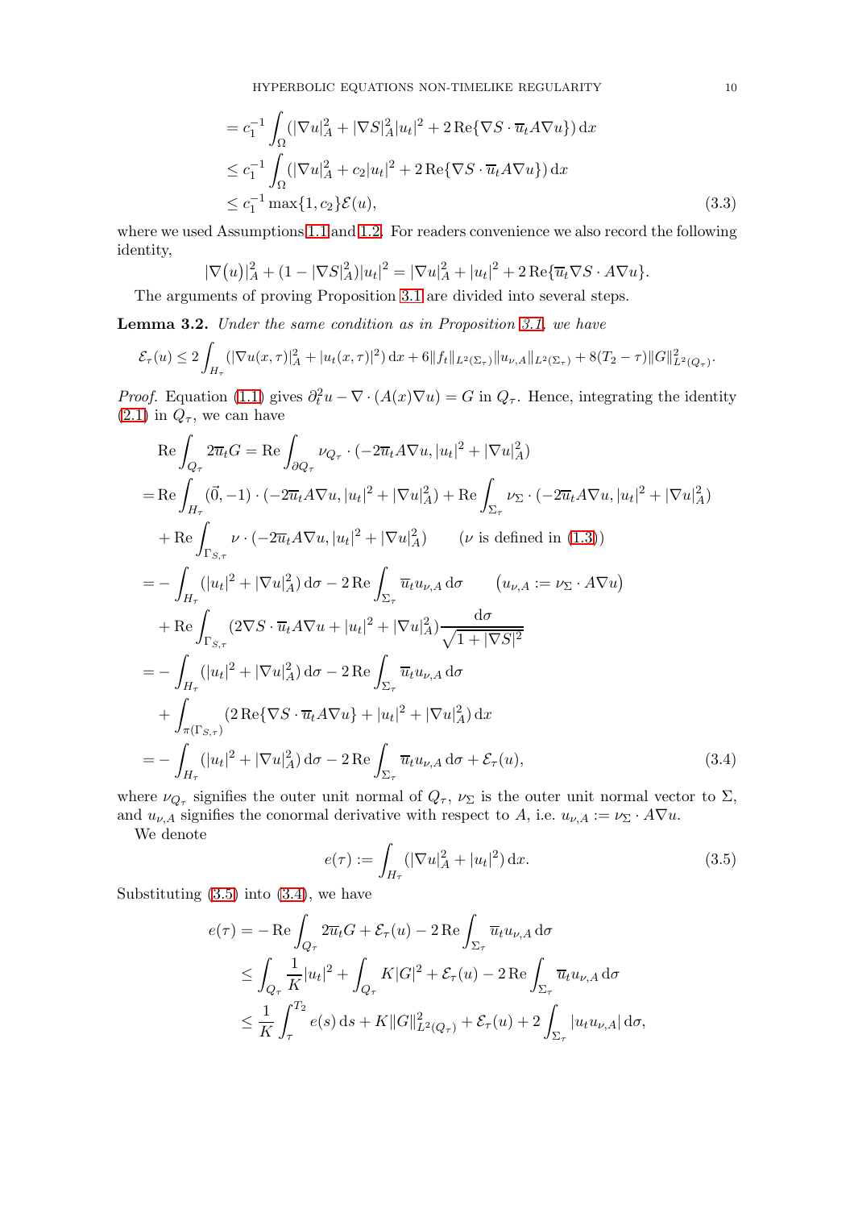$$
\begin{aligned}
&= c_1^{-1} \int_\Omega (|\nabla u|_A^2 + |\nabla S|_A^2 |u_t|^2 + 2\operatorname{Re}\{\nabla S \cdot \overline{u}_t A \nabla u\})\,\mathrm{d}x \\
&\le c_1^{-1} \int_\Omega (|\nabla u|_A^2 + c_2 |u_t|^2 + 2\operatorname{Re}\{\nabla S \cdot \overline{u}_t A \nabla u\})\,\mathrm{d}x \\
&\le c_1^{-1} \max\{1, c_2\} \mathcal{E}(u),
\end{aligned} \tag{3.3}
$$

where we used Assumptions 1.1 and 1.2. For readers convenience we also record the following identity,

$$
|\nabla(u)|_A^2 + (1 - |\nabla S|_A^2)|u_t|^2 = |\nabla u|_A^2 + |u_t|^2 + 2\operatorname{Re}\{\overline{u}_t \nabla S \cdot A \nabla u\}.
$$

The arguments of proving Proposition 3.1 are divided into several steps.

**Lemma 3.2.** *Under the same condition as in Proposition 3.1, we have*

$$
\mathcal{E}_\tau(u) \le 2\int_{H_\tau} (|\nabla u(x,\tau)|_A^2 + |u_t(x,\tau)|^2)\,\mathrm{d}x + 6\|f_t\|_{L^2(\Sigma_\tau)} \|u_{\nu,A}\|_{L^2(\Sigma_\tau)} + 8(T_2 - \tau)\|G\|_{L^2(Q_\tau)}^2.
$$

*Proof.* Equation (1.1) gives $\partial_t^2 u - \nabla \cdot (A(x)\nabla u) = G$ in $Q_\tau$. Hence, integrating the identity (2.1) in $Q_\tau$, we can have

$$
\begin{aligned}
&\operatorname{Re}\int_{Q_\tau} 2\overline{u}_t G = \operatorname{Re}\int_{\partial Q_\tau} \nu_{Q_\tau} \cdot (-2\overline{u}_t A\nabla u, |u_t|^2 + |\nabla u|_A^2) \\
&= \operatorname{Re}\int_{H_\tau} (\vec{0}, -1) \cdot (-2\overline{u}_t A\nabla u, |u_t|^2 + |\nabla u|_A^2) + \operatorname{Re}\int_{\Sigma_\tau} \nu_\Sigma \cdot (-2\overline{u}_t A\nabla u, |u_t|^2 + |\nabla u|_A^2) \\
&\quad + \operatorname{Re}\int_{\Gamma_{S,\tau}} \nu \cdot (-2\overline{u}_t A\nabla u, |u_t|^2 + |\nabla u|_A^2) \qquad (\nu \text{ is defined in (1.3)}) \\
&= -\int_{H_\tau} (|u_t|^2 + |\nabla u|_A^2)\,\mathrm{d}\sigma - 2\operatorname{Re}\int_{\Sigma_\tau} \overline{u}_t u_{\nu,A}\,\mathrm{d}\sigma \qquad \big(u_{\nu,A} := \nu_\Sigma \cdot A\nabla u\big) \\
&\quad + \operatorname{Re}\int_{\Gamma_{S,\tau}} (2\nabla S \cdot \overline{u}_t A\nabla u + |u_t|^2 + |\nabla u|_A^2) \frac{\mathrm{d}\sigma}{\sqrt{1 + |\nabla S|^2}} \\
&= -\int_{H_\tau} (|u_t|^2 + |\nabla u|_A^2)\,\mathrm{d}\sigma - 2\operatorname{Re}\int_{\Sigma_\tau} \overline{u}_t u_{\nu,A}\,\mathrm{d}\sigma \\
&\quad + \int_{\pi(\Gamma_{S,\tau})} (2\operatorname{Re}\{\nabla S \cdot \overline{u}_t A\nabla u\} + |u_t|^2 + |\nabla u|_A^2)\,\mathrm{d}x \\
&= -\int_{H_\tau} (|u_t|^2 + |\nabla u|_A^2)\,\mathrm{d}\sigma - 2\operatorname{Re}\int_{\Sigma_\tau} \overline{u}_t u_{\nu,A}\,\mathrm{d}\sigma + \mathcal{E}_\tau(u),
\end{aligned} \tag{3.4}
$$

where $\nu_{Q_\tau}$ signifies the outer unit normal of $Q_\tau$, $\nu_\Sigma$ is the outer unit normal vector to $\Sigma$, and $u_{\nu,A}$ signifies the conormal derivative with respect to $A$, i.e. $u_{\nu,A} := \nu_\Sigma \cdot A\nabla u$.

We denote

$$
e(\tau) := \int_{H_\tau} (|\nabla u|_A^2 + |u_t|^2)\,\mathrm{d}x. \tag{3.5}
$$

Substituting (3.5) into (3.4), we have

$$
\begin{aligned}
e(\tau) &= -\operatorname{Re}\int_{Q_\tau} 2\overline{u}_t G + \mathcal{E}_\tau(u) - 2\operatorname{Re}\int_{\Sigma_\tau} \overline{u}_t u_{\nu,A}\,\mathrm{d}\sigma \\
&\le \int_{Q_\tau} \frac{1}{K}|u_t|^2 + \int_{Q_\tau} K|G|^2 + \mathcal{E}_\tau(u) - 2\operatorname{Re}\int_{\Sigma_\tau} \overline{u}_t u_{\nu,A}\,\mathrm{d}\sigma \\
&\le \frac{1}{K}\int_\tau^{T_2} e(s)\,\mathrm{d}s + K\|G\|_{L^2(Q_\tau)}^2 + \mathcal{E}_\tau(u) + 2\int_{\Sigma_\tau} |u_t u_{\nu,A}|\,\mathrm{d}\sigma,
\end{aligned}
$$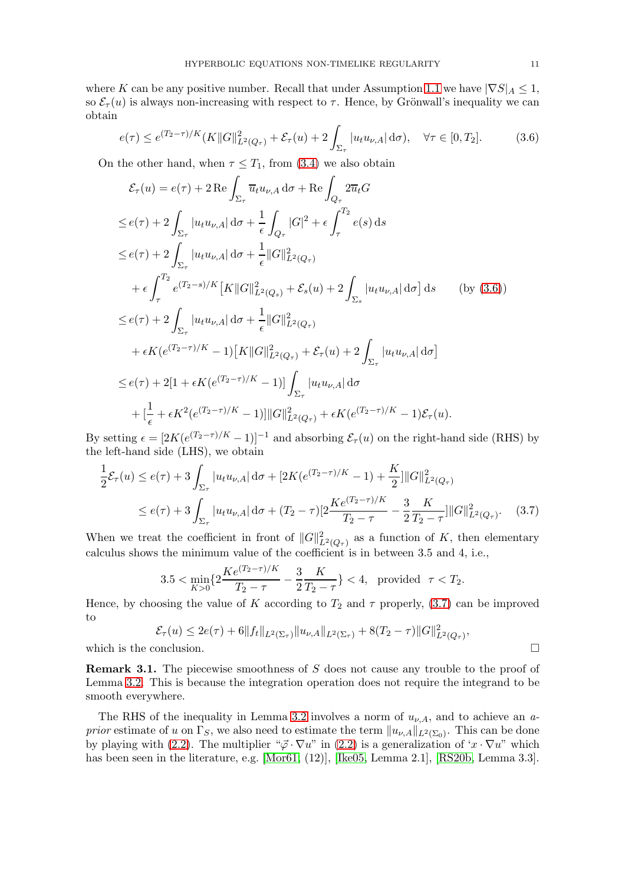where $K$ can be any positive number. Recall that under Assumption 1.1 we have $|\nabla S|_A \leq 1$, so $\mathcal{E}_\tau(u)$ is always non-increasing with respect to $\tau$. Hence, by Grönwall's inequality we can obtain

$$e(\tau) \leq e^{(T_2-\tau)/K}(K\|G\|_{L^2(Q_\tau)}^2 + \mathcal{E}_\tau(u) + 2\int_{\Sigma_\tau} |u_t u_{\nu,A}| \,\mathrm{d}\sigma), \quad \forall \tau \in [0, T_2]. \tag{3.6}$$

On the other hand, when $\tau \leq T_1$, from (3.4) we also obtain

$$\begin{aligned}
\mathcal{E}_\tau(u) &= e(\tau) + 2\operatorname{Re}\int_{\Sigma_\tau} \overline{u}_t u_{\nu,A} \,\mathrm{d}\sigma + \operatorname{Re}\int_{Q_\tau} 2\overline{u}_t G \\
&\leq e(\tau) + 2\int_{\Sigma_\tau} |u_t u_{\nu,A}| \,\mathrm{d}\sigma + \frac{1}{\epsilon}\int_{Q_\tau} |G|^2 + \epsilon\int_\tau^{T_2} e(s) \,\mathrm{d}s \\
&\leq e(\tau) + 2\int_{\Sigma_\tau} |u_t u_{\nu,A}| \,\mathrm{d}\sigma + \frac{1}{\epsilon}\|G\|_{L^2(Q_\tau)}^2 \\
&\quad + \epsilon\int_\tau^{T_2} e^{(T_2-s)/K}\big[K\|G\|_{L^2(Q_s)}^2 + \mathcal{E}_s(u) + 2\int_{\Sigma_s} |u_t u_{\nu,A}| \,\mathrm{d}\sigma\big] \,\mathrm{d}s \qquad (\text{by (3.6)}) \\
&\leq e(\tau) + 2\int_{\Sigma_\tau} |u_t u_{\nu,A}| \,\mathrm{d}\sigma + \frac{1}{\epsilon}\|G\|_{L^2(Q_\tau)}^2 \\
&\quad + \epsilon K(e^{(T_2-\tau)/K} - 1)\big[K\|G\|_{L^2(Q_\tau)}^2 + \mathcal{E}_\tau(u) + 2\int_{\Sigma_\tau} |u_t u_{\nu,A}| \,\mathrm{d}\sigma\big] \\
&\leq e(\tau) + 2[1 + \epsilon K(e^{(T_2-\tau)/K} - 1)]\int_{\Sigma_\tau} |u_t u_{\nu,A}| \,\mathrm{d}\sigma \\
&\quad + [\frac{1}{\epsilon} + \epsilon K^2(e^{(T_2-\tau)/K} - 1)]\|G\|_{L^2(Q_\tau)}^2 + \epsilon K(e^{(T_2-\tau)/K} - 1)\mathcal{E}_\tau(u).
\end{aligned}$$

By setting $\epsilon = [2K(e^{(T_2-\tau)/K} - 1)]^{-1}$ and absorbing $\mathcal{E}_\tau(u)$ on the right-hand side (RHS) by the left-hand side (LHS), we obtain

$$\begin{aligned}
\frac{1}{2}\mathcal{E}_\tau(u) &\leq e(\tau) + 3\int_{\Sigma_\tau} |u_t u_{\nu,A}| \,\mathrm{d}\sigma + [2K(e^{(T_2-\tau)/K} - 1) + \frac{K}{2}]\|G\|_{L^2(Q_\tau)}^2 \\
&\leq e(\tau) + 3\int_{\Sigma_\tau} |u_t u_{\nu,A}| \,\mathrm{d}\sigma + (T_2 - \tau)[2\frac{Ke^{(T_2-\tau)/K}}{T_2 - \tau} - \frac{3}{2}\frac{K}{T_2 - \tau}]\|G\|_{L^2(Q_\tau)}^2.
\end{aligned} \tag{3.7}$$

When we treat the coefficient in front of $\|G\|_{L^2(Q_\tau)}^2$ as a function of $K$, then elementary calculus shows the minimum value of the coefficient is in between 3.5 and 4, i.e.,

$$3.5 < \min_{K>0}\{2\frac{Ke^{(T_2-\tau)/K}}{T_2 - \tau} - \frac{3}{2}\frac{K}{T_2 - \tau}\} < 4, \quad \text{provided} \quad \tau < T_2.$$

Hence, by choosing the value of $K$ according to $T_2$ and $\tau$ properly, (3.7) can be improved to

$$\mathcal{E}_\tau(u) \leq 2e(\tau) + 6\|f_t\|_{L^2(\Sigma_\tau)}\|u_{\nu,A}\|_{L^2(\Sigma_\tau)} + 8(T_2 - \tau)\|G\|_{L^2(Q_\tau)}^2,$$

which is the conclusion. $\square$

**Remark 3.1.** The piecewise smoothness of $S$ does not cause any trouble to the proof of Lemma 3.2. This is because the integration operation does not require the integrand to be smooth everywhere.

The RHS of the inequality in Lemma 3.2 involves a norm of $u_{\nu,A}$, and to achieve an *a-prior* estimate of $u$ on $\Gamma_S$, we also need to estimate the term $\|u_{\nu,A}\|_{L^2(\Sigma_0)}$. This can be done by playing with (2.2). The multiplier "$\vec{\varphi} \cdot \nabla u$" in (2.2) is a generalization of '$x \cdot \nabla u$" which has been seen in the literature, e.g. [Mor61, (12)], [Ike05, Lemma 2.1], [RS20b, Lemma 3.3].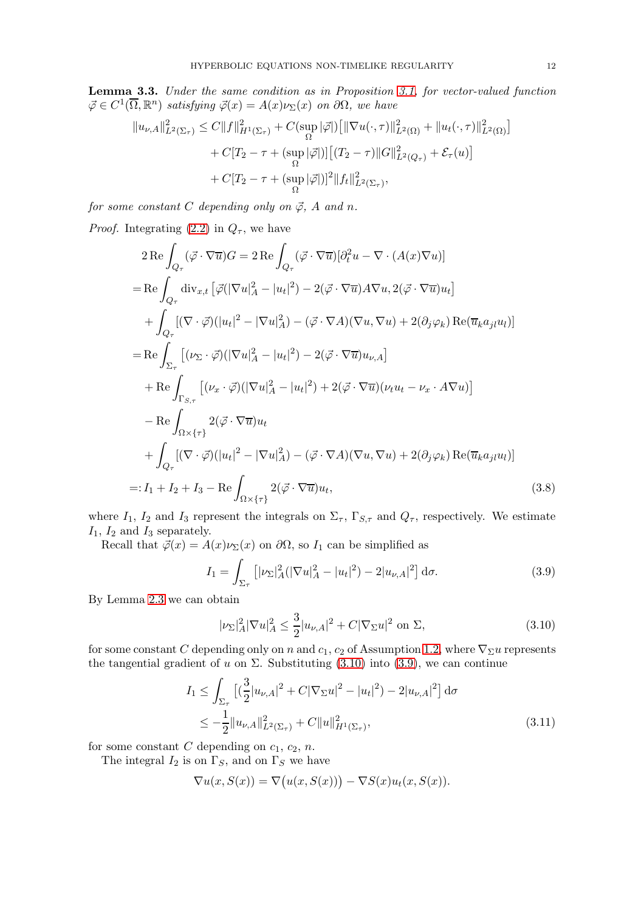**Lemma 3.3.** *Under the same condition as in Proposition 3.1, for vector-valued function $\vec{\varphi} \in C^1(\overline{\Omega}, \mathbb{R}^n)$ satisfying $\vec{\varphi}(x) = A(x)\nu_\Sigma(x)$ on $\partial\Omega$, we have*

$$
\begin{aligned}
\|u_{\nu,A}\|^2_{L^2(\Sigma_\tau)} \le C\|f\|^2_{H^1(\Sigma_\tau)} &+ C(\sup_\Omega |\vec{\varphi}|)\big[\|\nabla u(\cdot,\tau)\|^2_{L^2(\Omega)} + \|u_t(\cdot,\tau)\|^2_{L^2(\Omega)}\big] \\
&+ C[T_2 - \tau + (\sup_\Omega |\vec{\varphi}|)]\big[(T_2-\tau)\|G\|^2_{L^2(Q_\tau)} + \mathcal{E}_\tau(u)\big] \\
&+ C[T_2 - \tau + (\sup_\Omega |\vec{\varphi}|)]^2 \|f_t\|^2_{L^2(\Sigma_\tau)},
\end{aligned}
$$

*for some constant $C$ depending only on $\vec{\varphi}$, $A$ and $n$.*

*Proof.* Integrating (2.2) in $Q_\tau$, we have

$$
\begin{aligned}
&2\,\mathrm{Re}\int_{Q_\tau} (\vec{\varphi}\cdot\nabla\overline{u})G = 2\,\mathrm{Re}\int_{Q_\tau} (\vec{\varphi}\cdot\nabla\overline{u})[\partial_t^2 u - \nabla\cdot(A(x)\nabla u)] \\
=&\,\mathrm{Re}\int_{Q_\tau} \mathrm{div}_{x,t}\left[\vec{\varphi}(|\nabla u|_A^2 - |u_t|^2) - 2(\vec{\varphi}\cdot\nabla\overline{u})A\nabla u, 2(\vec{\varphi}\cdot\nabla\overline{u})u_t\right] \\
&+ \int_{Q_\tau} [(\nabla\cdot\vec{\varphi})(|u_t|^2 - |\nabla u|_A^2) - (\vec{\varphi}\cdot\nabla A)(\nabla u,\nabla u) + 2(\partial_j\varphi_k)\,\mathrm{Re}(\overline{u}_k a_{jl} u_l)] \\
=&\,\mathrm{Re}\int_{\Sigma_\tau} \left[(\nu_\Sigma\cdot\vec{\varphi})(|\nabla u|_A^2 - |u_t|^2) - 2(\vec{\varphi}\cdot\nabla\overline{u})u_{\nu,A}\right] \\
&+ \mathrm{Re}\int_{\Gamma_{S,\tau}} \left[(\nu_x\cdot\vec{\varphi})(|\nabla u|_A^2 - |u_t|^2) + 2(\vec{\varphi}\cdot\nabla\overline{u})(\nu_t u_t - \nu_x\cdot A\nabla u)\right] \\
&- \mathrm{Re}\int_{\Omega\times\{\tau\}} 2(\vec{\varphi}\cdot\nabla\overline{u})u_t \\
&+ \int_{Q_\tau} [(\nabla\cdot\vec{\varphi})(|u_t|^2 - |\nabla u|_A^2) - (\vec{\varphi}\cdot\nabla A)(\nabla u,\nabla u) + 2(\partial_j\varphi_k)\,\mathrm{Re}(\overline{u}_k a_{jl} u_l)] \\
=:&\, I_1 + I_2 + I_3 - \mathrm{Re}\int_{\Omega\times\{\tau\}} 2(\vec{\varphi}\cdot\nabla\overline{u})u_t,
\end{aligned}
\tag{3.8}
$$

where $I_1$, $I_2$ and $I_3$ represent the integrals on $\Sigma_\tau$, $\Gamma_{S,\tau}$ and $Q_\tau$, respectively. We estimate $I_1$, $I_2$ and $I_3$ separately.

Recall that $\vec{\varphi}(x) = A(x)\nu_\Sigma(x)$ on $\partial\Omega$, so $I_1$ can be simplified as

$$
I_1 = \int_{\Sigma_\tau} \left[|\nu_\Sigma|_A^2(|\nabla u|_A^2 - |u_t|^2) - 2|u_{\nu,A}|^2\right] \mathrm{d}\sigma. \tag{3.9}
$$

By Lemma 2.3 we can obtain

$$
|\nu_\Sigma|_A^2 |\nabla u|_A^2 \le \frac{3}{2}|u_{\nu,A}|^2 + C|\nabla_\Sigma u|^2 \text{ on } \Sigma, \tag{3.10}
$$

for some constant $C$ depending only on $n$ and $c_1$, $c_2$ of Assumption 1.2, where $\nabla_\Sigma u$ represents the tangential gradient of $u$ on $\Sigma$. Substituting (3.10) into (3.9), we can continue

$$
\begin{aligned}
I_1 &\le \int_{\Sigma_\tau} \left[(\frac{3}{2}|u_{\nu,A}|^2 + C|\nabla_\Sigma u|^2 - |u_t|^2) - 2|u_{\nu,A}|^2\right] \mathrm{d}\sigma \\
&\le -\frac{1}{2}\|u_{\nu,A}\|^2_{L^2(\Sigma_\tau)} + C\|u\|^2_{H^1(\Sigma_\tau)},
\end{aligned}
\tag{3.11}
$$

for some constant $C$ depending on $c_1$, $c_2$, $n$.

The integral $I_2$ is on $\Gamma_S$, and on $\Gamma_S$ we have

$$
\nabla u(x, S(x)) = \nabla\big(u(x, S(x))\big) - \nabla S(x) u_t(x, S(x)).
$$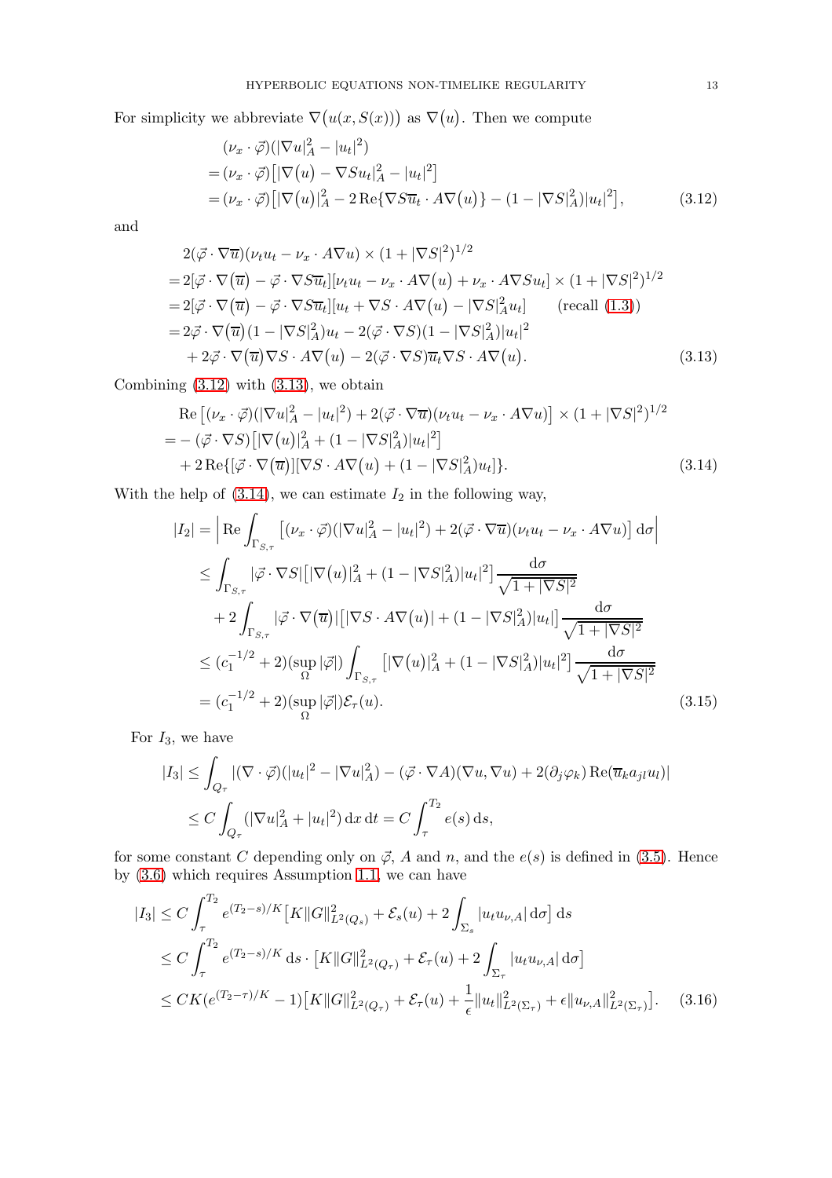For simplicity we abbreviate $\nabla\big(u(x,S(x))\big)$ as $\nabla\big(u\big)$. Then we compute

$$
\begin{aligned}
&(\nu_x\cdot\vec{\varphi})(|\nabla u|_A^2-|u_t|^2)\\
=\,&(\nu_x\cdot\vec{\varphi})\big[|\nabla\big(u\big)-\nabla S u_t|_A^2-|u_t|^2\big]\\
=\,&(\nu_x\cdot\vec{\varphi})\big[|\nabla\big(u\big)|_A^2-2\,\mathrm{Re}\{\nabla S\overline{u}_t\cdot A\nabla\big(u\big)\}-(1-|\nabla S|_A^2)|u_t|^2\big],
\end{aligned}
\tag{3.12}
$$

and

$$
\begin{aligned}
&2(\vec{\varphi}\cdot\nabla\overline{u})(\nu_t u_t-\nu_x\cdot A\nabla u)\times(1+|\nabla S|^2)^{1/2}\\
=\,&2[\vec{\varphi}\cdot\nabla\big(\overline{u}\big)-\vec{\varphi}\cdot\nabla S\overline{u}_t][\nu_t u_t-\nu_x\cdot A\nabla\big(u\big)+\nu_x\cdot A\nabla S u_t]\times(1+|\nabla S|^2)^{1/2}\\
=\,&2[\vec{\varphi}\cdot\nabla\big(\overline{u}\big)-\vec{\varphi}\cdot\nabla S\overline{u}_t][u_t+\nabla S\cdot A\nabla\big(u\big)-|\nabla S|_A^2u_t]\qquad(\text{recall (1.3)})\\
=\,&2\vec{\varphi}\cdot\nabla\big(\overline{u}\big)(1-|\nabla S|_A^2)u_t-2(\vec{\varphi}\cdot\nabla S)(1-|\nabla S|_A^2)|u_t|^2\\
&+2\vec{\varphi}\cdot\nabla\big(\overline{u}\big)\nabla S\cdot A\nabla\big(u\big)-2(\vec{\varphi}\cdot\nabla S)\overline{u}_t\nabla S\cdot A\nabla\big(u\big).
\end{aligned}
\tag{3.13}
$$

Combining (3.12) with (3.13), we obtain

$$
\begin{aligned}
&\mathrm{Re}\left[(\nu_x\cdot\vec{\varphi})(|\nabla u|_A^2-|u_t|^2)+2(\vec{\varphi}\cdot\nabla\overline{u})(\nu_t u_t-\nu_x\cdot A\nabla u)\right]\times(1+|\nabla S|^2)^{1/2}\\
=&-(\vec{\varphi}\cdot\nabla S)\big[|\nabla\big(u\big)|_A^2+(1-|\nabla S|_A^2)|u_t|^2\big]\\
&+2\,\mathrm{Re}\{[\vec{\varphi}\cdot\nabla\big(\overline{u}\big)][\nabla S\cdot A\nabla\big(u\big)+(1-|\nabla S|_A^2)u_t]\}.
\end{aligned}
\tag{3.14}
$$

With the help of (3.14), we can estimate $I_2$ in the following way,

$$
\begin{aligned}
|I_2|&=\Big|\,\mathrm{Re}\int_{\Gamma_{S,\tau}}\left[(\nu_x\cdot\vec{\varphi})(|\nabla u|_A^2-|u_t|^2)+2(\vec{\varphi}\cdot\nabla\overline{u})(\nu_t u_t-\nu_x\cdot A\nabla u)\right]\mathrm{d}\sigma\Big|\\
&\leq\int_{\Gamma_{S,\tau}}|\vec{\varphi}\cdot\nabla S|\big[|\nabla\big(u\big)|_A^2+(1-|\nabla S|_A^2)|u_t|^2\big]\frac{\mathrm{d}\sigma}{\sqrt{1+|\nabla S|^2}}\\
&\quad+2\int_{\Gamma_{S,\tau}}|\vec{\varphi}\cdot\nabla\big(\overline{u}\big)|\big[|\nabla S\cdot A\nabla\big(u\big)|+(1-|\nabla S|_A^2)|u_t|\big]\frac{\mathrm{d}\sigma}{\sqrt{1+|\nabla S|^2}}\\
&\leq(c_1^{-1/2}+2)(\sup_{\Omega}|\vec{\varphi}|)\int_{\Gamma_{S,\tau}}\big[|\nabla\big(u\big)|_A^2+(1-|\nabla S|_A^2)|u_t|^2\big]\frac{\mathrm{d}\sigma}{\sqrt{1+|\nabla S|^2}}\\
&=(c_1^{-1/2}+2)(\sup_{\Omega}|\vec{\varphi}|)\mathcal{E}_\tau(u).
\end{aligned}
\tag{3.15}
$$

For $I_3$, we have

$$
\begin{aligned}
|I_3|&\leq\int_{Q_\tau}|(\nabla\cdot\vec{\varphi})(|u_t|^2-|\nabla u|_A^2)-(\vec{\varphi}\cdot\nabla A)(\nabla u,\nabla u)+2(\partial_j\varphi_k)\,\mathrm{Re}(\overline{u}_k a_{jl}u_l)|\\
&\leq C\int_{Q_\tau}(|\nabla u|_A^2+|u_t|^2)\,\mathrm{d}x\,\mathrm{d}t=C\int_\tau^{T_2}e(s)\,\mathrm{d}s,
\end{aligned}
$$

for some constant $C$ depending only on $\vec{\varphi}$, $A$ and $n$, and the $e(s)$ is defined in (3.5). Hence by (3.6) which requires Assumption 1.1, we can have

$$
\begin{aligned}
|I_3|&\leq C\int_\tau^{T_2}e^{(T_2-s)/K}\big[K\|G\|_{L^2(Q_s)}^2+\mathcal{E}_s(u)+2\int_{\Sigma_s}|u_tu_{\nu,A}|\,\mathrm{d}\sigma\big]\,\mathrm{d}s\\
&\leq C\int_\tau^{T_2}e^{(T_2-s)/K}\,\mathrm{d}s\cdot\big[K\|G\|_{L^2(Q_\tau)}^2+\mathcal{E}_\tau(u)+2\int_{\Sigma_\tau}|u_tu_{\nu,A}|\,\mathrm{d}\sigma\big]\\
&\leq CK(e^{(T_2-\tau)/K}-1)\big[K\|G\|_{L^2(Q_\tau)}^2+\mathcal{E}_\tau(u)+\frac{1}{\epsilon}\|u_t\|_{L^2(\Sigma_\tau)}^2+\epsilon\|u_{\nu,A}\|_{L^2(\Sigma_\tau)}^2\big].
\end{aligned}
\tag{3.16}
$$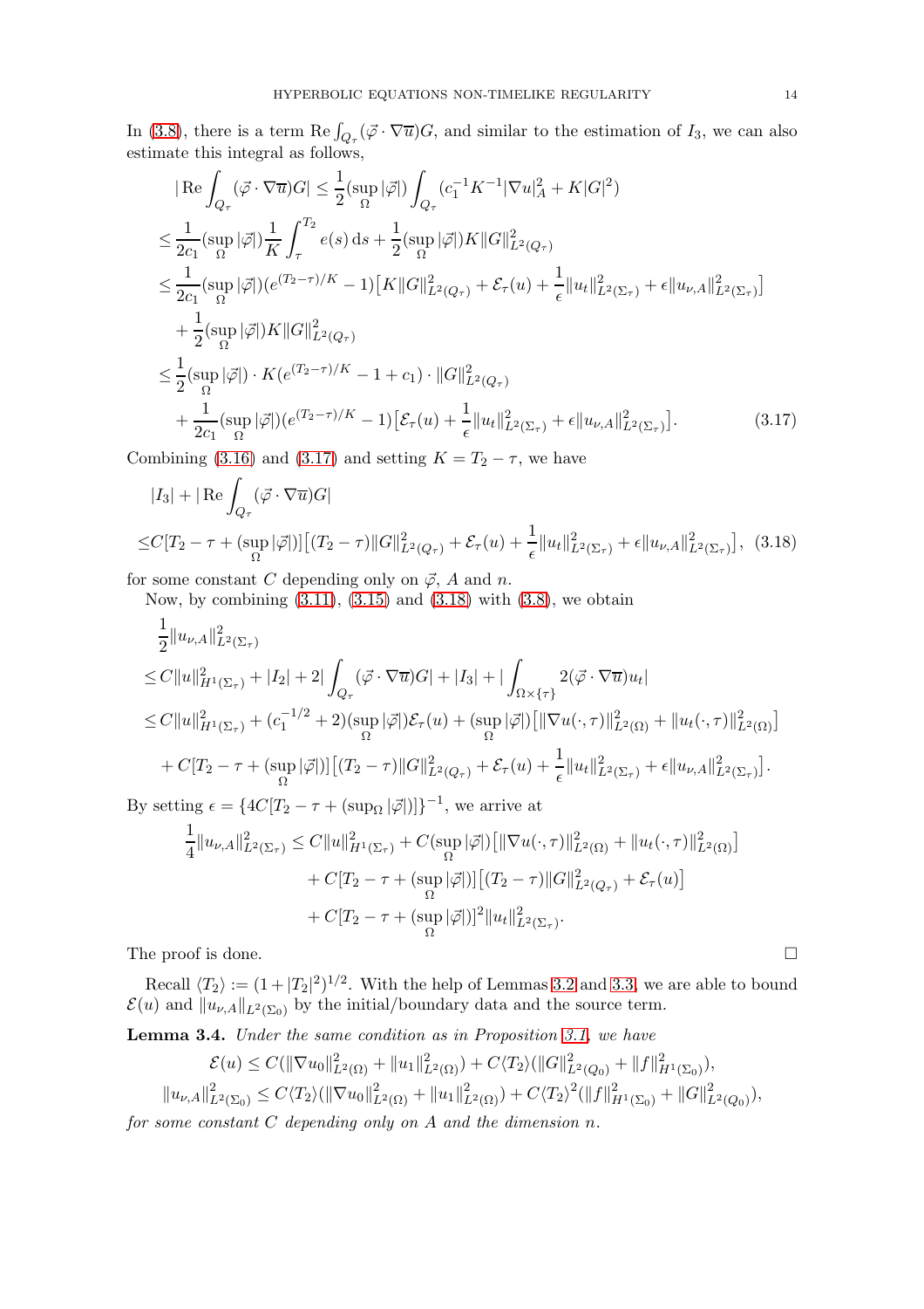In (3.8), there is a term $\mathrm{Re}\int_{Q_\tau}(\vec{\varphi}\cdot\nabla\overline{u})G$, and similar to the estimation of $I_3$, we can also estimate this integral as follows,

$$
\begin{aligned}
&|\mathrm{Re}\int_{Q_\tau}(\vec{\varphi}\cdot\nabla\overline{u})G| \leq \frac{1}{2}(\sup_\Omega|\vec{\varphi}|)\int_{Q_\tau}(c_1^{-1}K^{-1}|\nabla u|_A^2 + K|G|^2) \\
\leq{}& \frac{1}{2c_1}(\sup_\Omega|\vec{\varphi}|)\frac{1}{K}\int_\tau^{T_2} e(s)\,\mathrm{d}s + \frac{1}{2}(\sup_\Omega|\vec{\varphi}|)K\|G\|^2_{L^2(Q_\tau)} \\
\leq{}& \frac{1}{2c_1}(\sup_\Omega|\vec{\varphi}|)(e^{(T_2-\tau)/K}-1)\big[K\|G\|^2_{L^2(Q_\tau)} + \mathcal{E}_\tau(u) + \frac{1}{\epsilon}\|u_t\|^2_{L^2(\Sigma_\tau)} + \epsilon\|u_{\nu,A}\|^2_{L^2(\Sigma_\tau)}\big] \\
&+ \frac{1}{2}(\sup_\Omega|\vec{\varphi}|)K\|G\|^2_{L^2(Q_\tau)} \\
\leq{}& \frac{1}{2}(\sup_\Omega|\vec{\varphi}|)\cdot K(e^{(T_2-\tau)/K}-1+c_1)\cdot\|G\|^2_{L^2(Q_\tau)} \\
&+ \frac{1}{2c_1}(\sup_\Omega|\vec{\varphi}|)(e^{(T_2-\tau)/K}-1)\big[\mathcal{E}_\tau(u) + \frac{1}{\epsilon}\|u_t\|^2_{L^2(\Sigma_\tau)} + \epsilon\|u_{\nu,A}\|^2_{L^2(\Sigma_\tau)}\big]. \qquad (3.17)
\end{aligned}
$$

Combining (3.16) and (3.17) and setting $K = T_2 - \tau$, we have

$$
\begin{aligned}
&|I_3| + |\mathrm{Re}\int_{Q_\tau}(\vec{\varphi}\cdot\nabla\overline{u})G| \\
\leq{}& C[T_2-\tau+(\sup_\Omega|\vec{\varphi}|)]\big[(T_2-\tau)\|G\|^2_{L^2(Q_\tau)} + \mathcal{E}_\tau(u) + \frac{1}{\epsilon}\|u_t\|^2_{L^2(\Sigma_\tau)} + \epsilon\|u_{\nu,A}\|^2_{L^2(\Sigma_\tau)}\big], \quad (3.18)
\end{aligned}
$$

for some constant $C$ depending only on $\vec{\varphi}$, $A$ and $n$.

Now, by combining (3.11), (3.15) and (3.18) with (3.8), we obtain

$$
\begin{aligned}
&\frac{1}{2}\|u_{\nu,A}\|^2_{L^2(\Sigma_\tau)} \\
\leq{}& C\|u\|^2_{H^1(\Sigma_\tau)} + |I_2| + 2|\int_{Q_\tau}(\vec{\varphi}\cdot\nabla\overline{u})G| + |I_3| + |\int_{\Omega\times\{\tau\}}2(\vec{\varphi}\cdot\nabla\overline{u})u_t| \\
\leq{}& C\|u\|^2_{H^1(\Sigma_\tau)} + (c_1^{-1/2}+2)(\sup_\Omega|\vec{\varphi}|)\mathcal{E}_\tau(u) + (\sup_\Omega|\vec{\varphi}|)\big[\|\nabla u(\cdot,\tau)\|^2_{L^2(\Omega)} + \|u_t(\cdot,\tau)\|^2_{L^2(\Omega)}\big] \\
&+ C[T_2-\tau+(\sup_\Omega|\vec{\varphi}|)]\big[(T_2-\tau)\|G\|^2_{L^2(Q_\tau)} + \mathcal{E}_\tau(u) + \frac{1}{\epsilon}\|u_t\|^2_{L^2(\Sigma_\tau)} + \epsilon\|u_{\nu,A}\|^2_{L^2(\Sigma_\tau)}\big].
\end{aligned}
$$

By setting $\epsilon = \{4C[T_2-\tau+(\sup_\Omega|\vec{\varphi}|)]\}^{-1}$, we arrive at

$$
\begin{aligned}
\frac{1}{4}\|u_{\nu,A}\|^2_{L^2(\Sigma_\tau)} \leq{}& C\|u\|^2_{H^1(\Sigma_\tau)} + C(\sup_\Omega|\vec{\varphi}|)\big[\|\nabla u(\cdot,\tau)\|^2_{L^2(\Omega)} + \|u_t(\cdot,\tau)\|^2_{L^2(\Omega)}\big] \\
&+ C[T_2-\tau+(\sup_\Omega|\vec{\varphi}|)]\big[(T_2-\tau)\|G\|^2_{L^2(Q_\tau)} + \mathcal{E}_\tau(u)\big] \\
&+ C[T_2-\tau+(\sup_\Omega|\vec{\varphi}|)]^2\|u_t\|^2_{L^2(\Sigma_\tau)}.
\end{aligned}
$$

The proof is done. $\square$

Recall $\langle T_2\rangle := (1+|T_2|^2)^{1/2}$. With the help of Lemmas 3.2 and 3.3, we are able to bound $\mathcal{E}(u)$ and $\|u_{\nu,A}\|_{L^2(\Sigma_0)}$ by the initial/boundary data and the source term.

**Lemma 3.4.** *Under the same condition as in Proposition 3.1, we have*

$$
\begin{aligned}
\mathcal{E}(u) &\leq C(\|\nabla u_0\|^2_{L^2(\Omega)} + \|u_1\|^2_{L^2(\Omega)}) + C\langle T_2\rangle(\|G\|^2_{L^2(Q_0)} + \|f\|^2_{H^1(\Sigma_0)}), \\
\|u_{\nu,A}\|^2_{L^2(\Sigma_0)} &\leq C\langle T_2\rangle(\|\nabla u_0\|^2_{L^2(\Omega)} + \|u_1\|^2_{L^2(\Omega)}) + C\langle T_2\rangle^2(\|f\|^2_{H^1(\Sigma_0)} + \|G\|^2_{L^2(Q_0)}),
\end{aligned}
$$

*for some constant $C$ depending only on $A$ and the dimension $n$.*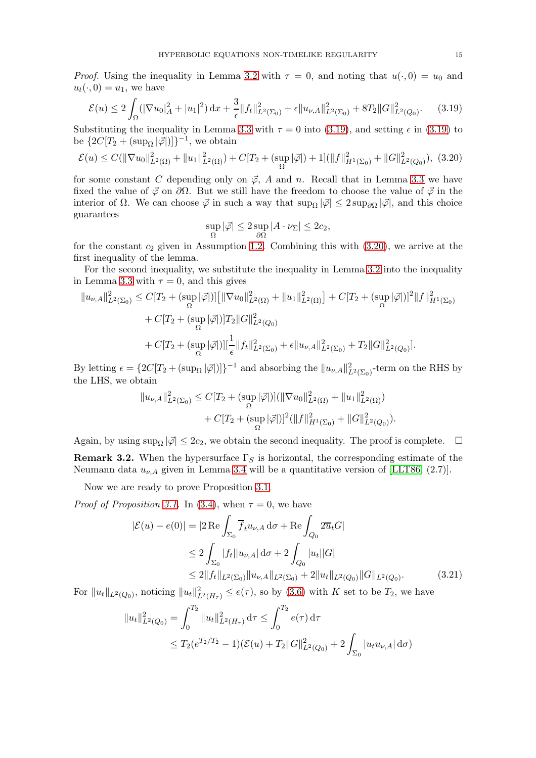*Proof.* Using the inequality in Lemma 3.2 with $\tau = 0$, and noting that $u(\cdot, 0) = u_0$ and $u_t(\cdot, 0) = u_1$, we have

$$\mathcal{E}(u) \leq 2\int_\Omega (|\nabla u_0|_A^2 + |u_1|^2)\,\mathrm{d}x + \frac{3}{\epsilon}\|f_t\|^2_{L^2(\Sigma_0)} + \epsilon\|u_{\nu,A}\|^2_{L^2(\Sigma_0)} + 8T_2\|G\|^2_{L^2(Q_0)}. \tag{3.19}$$

Substituting the inequality in Lemma 3.3 with $\tau = 0$ into (3.19), and setting $\epsilon$ in (3.19) to be $\{2C[T_2 + (\sup_\Omega |\vec{\varphi}|)]\}^{-1}$, we obtain

$$\mathcal{E}(u) \leq C(\|\nabla u_0\|^2_{L^2(\Omega)} + \|u_1\|^2_{L^2(\Omega)}) + C[T_2 + (\sup_\Omega |\vec{\varphi}|) + 1](\|f\|^2_{H^1(\Sigma_0)} + \|G\|^2_{L^2(Q_0)}), \tag{3.20}$$

for some constant $C$ depending only on $\vec{\varphi}$, $A$ and $n$. Recall that in Lemma 3.3 we have fixed the value of $\vec{\varphi}$ on $\partial\Omega$. But we still have the freedom to choose the value of $\vec{\varphi}$ in the interior of $\Omega$. We can choose $\vec{\varphi}$ in such a way that $\sup_\Omega |\vec{\varphi}| \leq 2\sup_{\partial\Omega} |\vec{\varphi}|$, and this choice guarantees

$$\sup_\Omega |\vec{\varphi}| \leq 2\sup_{\partial\Omega} |A \cdot \nu_\Sigma| \leq 2c_2,$$

for the constant $c_2$ given in Assumption 1.2. Combining this with (3.20), we arrive at the first inequality of the lemma.

For the second inequality, we substitute the inequality in Lemma 3.2 into the inequality in Lemma 3.3 with $\tau = 0$, and this gives

$$\begin{aligned}
\|u_{\nu,A}\|^2_{L^2(\Sigma_0)} \leq{}& C[T_2 + (\sup_\Omega |\vec{\varphi}|)]\big[\|\nabla u_0\|^2_{L^2(\Omega)} + \|u_1\|^2_{L^2(\Omega)}\big] + C[T_2 + (\sup_\Omega |\vec{\varphi}|)]^2\|f\|^2_{H^1(\Sigma_0)} \\
&+ C[T_2 + (\sup_\Omega |\vec{\varphi}|)]T_2\|G\|^2_{L^2(Q_0)} \\
&+ C[T_2 + (\sup_\Omega |\vec{\varphi}|)][\frac{1}{\epsilon}\|f_t\|^2_{L^2(\Sigma_0)} + \epsilon\|u_{\nu,A}\|^2_{L^2(\Sigma_0)} + T_2\|G\|^2_{L^2(Q_0)}].
\end{aligned}$$

By letting $\epsilon = \{2C[T_2 + (\sup_\Omega |\vec{\varphi}|)]\}^{-1}$ and absorbing the $\|u_{\nu,A}\|^2_{L^2(\Sigma_0)}$-term on the RHS by the LHS, we obtain

$$\begin{aligned}
\|u_{\nu,A}\|^2_{L^2(\Sigma_0)} \leq{}& C[T_2 + (\sup_\Omega |\vec{\varphi}|)](\|\nabla u_0\|^2_{L^2(\Omega)} + \|u_1\|^2_{L^2(\Omega)}) \\
&+ C[T_2 + (\sup_\Omega |\vec{\varphi}|)]^2(\|f\|^2_{H^1(\Sigma_0)} + \|G\|^2_{L^2(Q_0)}).
\end{aligned}$$

Again, by using $\sup_\Omega |\vec{\varphi}| \leq 2c_2$, we obtain the second inequality. The proof is complete. $\square$

**Remark 3.2.** When the hypersurface $\Gamma_S$ is horizontal, the corresponding estimate of the Neumann data $u_{\nu,A}$ given in Lemma 3.4 will be a quantitative version of [LLT86, (2.7)].

Now we are ready to prove Proposition 3.1.

*Proof of Proposition 3.1.* In (3.4), when $\tau = 0$, we have

$$\begin{aligned}
|\mathcal{E}(u) - e(0)| &= |2\,\mathrm{Re}\int_{\Sigma_0} \overline{f}_t u_{\nu,A}\,\mathrm{d}\sigma + \mathrm{Re}\int_{Q_0} 2\overline{u}_t G| \\
&\leq 2\int_{\Sigma_0} |f_t||u_{\nu,A}|\,\mathrm{d}\sigma + 2\int_{Q_0} |u_t||G| \\
&\leq 2\|f_t\|_{L^2(\Sigma_0)}\|u_{\nu,A}\|_{L^2(\Sigma_0)} + 2\|u_t\|_{L^2(Q_0)}\|G\|_{L^2(Q_0)}.
\end{aligned} \tag{3.21}$$

For $\|u_t\|_{L^2(Q_0)}$, noticing $\|u_t\|^2_{L^2(H_\tau)} \leq e(\tau)$, so by (3.6) with $K$ set to be $T_2$, we have

$$\begin{aligned}
\|u_t\|^2_{L^2(Q_0)} &= \int_0^{T_2} \|u_t\|^2_{L^2(H_\tau)}\,\mathrm{d}\tau \leq \int_0^{T_2} e(\tau)\,\mathrm{d}\tau \\
&\leq T_2(e^{T_2/T_2} - 1)(\mathcal{E}(u) + T_2\|G\|^2_{L^2(Q_0)} + 2\int_{\Sigma_0} |u_t u_{\nu,A}|\,\mathrm{d}\sigma)
\end{aligned}$$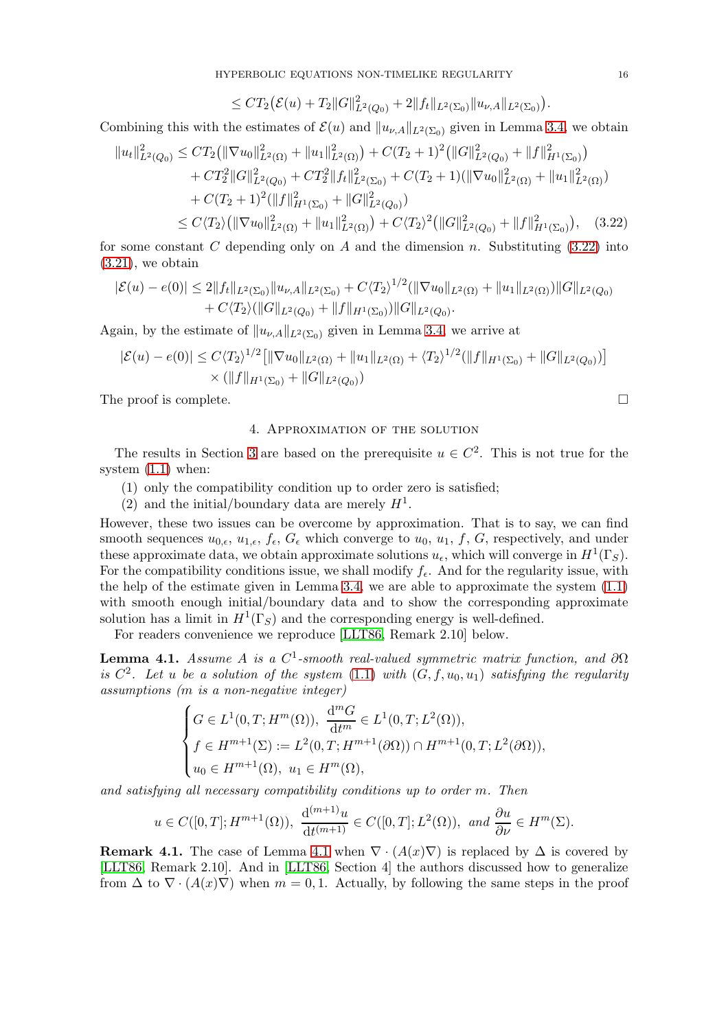$$\le CT_2\big(\mathcal{E}(u) + T_2\|G\|^2_{L^2(Q_0)} + 2\|f_t\|_{L^2(\Sigma_0)}\|u_{\nu,A}\|_{L^2(\Sigma_0)}\big).$$

Combining this with the estimates of $\mathcal{E}(u)$ and $\|u_{\nu,A}\|_{L^2(\Sigma_0)}$ given in Lemma 3.4, we obtain

$$
\begin{aligned}
\|u_t\|^2_{L^2(Q_0)} &\le CT_2\big(\|\nabla u_0\|^2_{L^2(\Omega)} + \|u_1\|^2_{L^2(\Omega)}\big) + C(T_2+1)^2\big(\|G\|^2_{L^2(Q_0)} + \|f\|^2_{H^1(\Sigma_0)}\big) \\
&\quad + CT_2^2\|G\|^2_{L^2(Q_0)} + CT_2^2\|f_t\|^2_{L^2(\Sigma_0)} + C(T_2+1)(\|\nabla u_0\|^2_{L^2(\Omega)} + \|u_1\|^2_{L^2(\Omega)}) \\
&\quad + C(T_2+1)^2(\|f\|^2_{H^1(\Sigma_0)} + \|G\|^2_{L^2(Q_0)}) \\
&\le C\langle T_2\rangle\big(\|\nabla u_0\|^2_{L^2(\Omega)} + \|u_1\|^2_{L^2(\Omega)}\big) + C\langle T_2\rangle^2\big(\|G\|^2_{L^2(Q_0)} + \|f\|^2_{H^1(\Sigma_0)}\big), \quad (3.22)
\end{aligned}
$$

for some constant $C$ depending only on $A$ and the dimension $n$. Substituting (3.22) into (3.21), we obtain

$$
\begin{aligned}
|\mathcal{E}(u) - e(0)| &\le 2\|f_t\|_{L^2(\Sigma_0)}\|u_{\nu,A}\|_{L^2(\Sigma_0)} + C\langle T_2\rangle^{1/2}(\|\nabla u_0\|_{L^2(\Omega)} + \|u_1\|_{L^2(\Omega)})\|G\|_{L^2(Q_0)} \\
&\quad + C\langle T_2\rangle(\|G\|_{L^2(Q_0)} + \|f\|_{H^1(\Sigma_0)})\|G\|_{L^2(Q_0)}.
\end{aligned}
$$

Again, by the estimate of $\|u_{\nu,A}\|_{L^2(\Sigma_0)}$ given in Lemma 3.4, we arrive at

$$
\begin{aligned}
|\mathcal{E}(u) - e(0)| &\le C\langle T_2\rangle^{1/2}\big[\|\nabla u_0\|_{L^2(\Omega)} + \|u_1\|_{L^2(\Omega)} + \langle T_2\rangle^{1/2}(\|f\|_{H^1(\Sigma_0)} + \|G\|_{L^2(Q_0)})\big] \\
&\quad \times (\|f\|_{H^1(\Sigma_0)} + \|G\|_{L^2(Q_0)})
\end{aligned}
$$

The proof is complete. $\square$

## 4. Approximation of the solution

The results in Section 3 are based on the prerequisite $u \in C^2$. This is not true for the system (1.1) when:

1. only the compatibility condition up to order zero is satisfied;
2. and the initial/boundary data are merely $H^1$.

However, these two issues can be overcome by approximation. That is to say, we can find smooth sequences $u_{0,\epsilon}$, $u_{1,\epsilon}$, $f_\epsilon$, $G_\epsilon$ which converge to $u_0$, $u_1$, $f$, $G$, respectively, and under these approximate data, we obtain approximate solutions $u_\epsilon$, which will converge in $H^1(\Gamma_S)$. For the compatibility conditions issue, we shall modify $f_\epsilon$. And for the regularity issue, with the help of the estimate given in Lemma 3.4, we are able to approximate the system (1.1) with smooth enough initial/boundary data and to show the corresponding approximate solution has a limit in $H^1(\Gamma_S)$ and the corresponding energy is well-defined.

For readers convenience we reproduce [LLT86, Remark 2.10] below.

**Lemma 4.1.** *Assume $A$ is a $C^1$-smooth real-valued symmetric matrix function, and $\partial\Omega$ is $C^2$. Let $u$ be a solution of the system (1.1) with $(G, f, u_0, u_1)$ satisfying the regularity assumptions ($m$ is a non-negative integer)*

$$
\begin{cases}
G \in L^1(0,T;H^m(\Omega)), \ \dfrac{\mathrm{d}^m G}{\mathrm{d}t^m} \in L^1(0,T;L^2(\Omega)), \\
f \in H^{m+1}(\Sigma) := L^2(0,T;H^{m+1}(\partial\Omega)) \cap H^{m+1}(0,T;L^2(\partial\Omega)), \\
u_0 \in H^{m+1}(\Omega), \ u_1 \in H^m(\Omega),
\end{cases}
$$

*and satisfying all necessary compatibility conditions up to order $m$. Then*

$$u \in C([0,T];H^{m+1}(\Omega)), \ \frac{\mathrm{d}^{(m+1)}u}{\mathrm{d}t^{(m+1)}} \in C([0,T];L^2(\Omega)), \ \textit{and} \ \frac{\partial u}{\partial \nu} \in H^m(\Sigma).$$

**Remark 4.1.** The case of Lemma 4.1 when $\nabla\cdot(A(x)\nabla)$ is replaced by $\Delta$ is covered by [LLT86, Remark 2.10]. And in [LLT86, Section 4] the authors discussed how to generalize from $\Delta$ to $\nabla\cdot(A(x)\nabla)$ when $m = 0, 1$. Actually, by following the same steps in the proof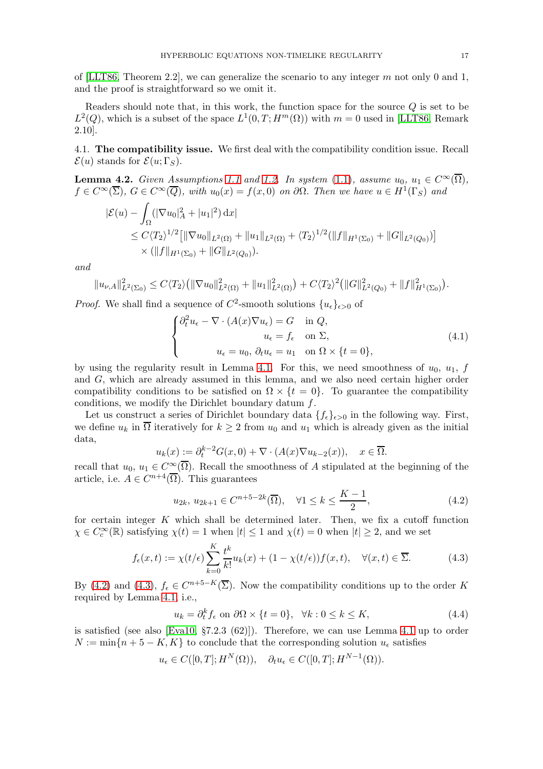of [LLT86, Theorem 2.2], we can generalize the scenario to any integer $m$ not only 0 and 1, and the proof is straightforward so we omit it.

Readers should note that, in this work, the function space for the source $Q$ is set to be $L^2(Q)$, which is a subset of the space $L^1(0,T;H^m(\Omega))$ with $m=0$ used in [LLT86, Remark 2.10].

4.1. **The compatibility issue.** We first deal with the compatibility condition issue. Recall $\mathcal{E}(u)$ stands for $\mathcal{E}(u;\Gamma_S)$.

**Lemma 4.2.** *Given Assumptions 1.1 and 1.2. In system (1.1), assume $u_0$, $u_1 \in C^\infty(\overline{\Omega})$, $f \in C^\infty(\overline{\Sigma})$, $G \in C^\infty(\overline{Q})$, with $u_0(x) = f(x,0)$ on $\partial\Omega$. Then we have $u \in H^1(\Gamma_S)$ and*

$$
\begin{aligned}
|\mathcal{E}(u) - \int_\Omega (|\nabla u_0|_A^2 + |u_1|^2)\,\mathrm{d}x| \\
&\leq C\langle T_2\rangle^{1/2}\big[\|\nabla u_0\|_{L^2(\Omega)} + \|u_1\|_{L^2(\Omega)} + \langle T_2\rangle^{1/2}(\|f\|_{H^1(\Sigma_0)} + \|G\|_{L^2(Q_0)})\big] \\
&\quad \times (\|f\|_{H^1(\Sigma_0)} + \|G\|_{L^2(Q_0)}).
\end{aligned}
$$

*and*

$$
\|u_{\nu,A}\|^2_{L^2(\Sigma_0)} \leq C\langle T_2\rangle\big(\|\nabla u_0\|^2_{L^2(\Omega)} + \|u_1\|^2_{L^2(\Omega)}\big) + C\langle T_2\rangle^2\big(\|G\|^2_{L^2(Q_0)} + \|f\|^2_{H^1(\Sigma_0)}\big).
$$

*Proof.* We shall find a sequence of $C^2$-smooth solutions $\{u_\epsilon\}_{\epsilon>0}$ of

$$
\begin{cases}
\partial_t^2 u_\epsilon - \nabla\cdot(A(x)\nabla u_\epsilon) = G & \text{in } Q, \\
u_\epsilon = f_\epsilon & \text{on } \Sigma, \\
u_\epsilon = u_0,\ \partial_t u_\epsilon = u_1 & \text{on } \Omega\times\{t=0\},
\end{cases}
\tag{4.1}
$$

by using the regularity result in Lemma 4.1. For this, we need smoothness of $u_0$, $u_1$, $f$ and $G$, which are already assumed in this lemma, and we also need certain higher order compatibility conditions to be satisfied on $\Omega\times\{t=0\}$. To guarantee the compatibility conditions, we modify the Dirichlet boundary datum $f$.

Let us construct a series of Dirichlet boundary data $\{f_\epsilon\}_{\epsilon>0}$ in the following way. First, we define $u_k$ in $\overline{\Omega}$ iteratively for $k\geq 2$ from $u_0$ and $u_1$ which is already given as the initial data,

$$
u_k(x) := \partial_t^{k-2}G(x,0) + \nabla\cdot(A(x)\nabla u_{k-2}(x)), \quad x\in\overline{\Omega}.
$$

recall that $u_0$, $u_1 \in C^\infty(\overline{\Omega})$. Recall the smoothness of $A$ stipulated at the beginning of the article, i.e. $A\in C^{n+4}(\overline{\Omega})$. This guarantees

$$
u_{2k},\ u_{2k+1} \in C^{n+5-2k}(\overline{\Omega}), \quad \forall 1\leq k\leq \frac{K-1}{2},
\tag{4.2}
$$

for certain integer $K$ which shall be determined later. Then, we fix a cutoff function $\chi\in C_c^\infty(\mathbb{R})$ satisfying $\chi(t)=1$ when $|t|\leq 1$ and $\chi(t)=0$ when $|t|\geq 2$, and we set

$$
f_\epsilon(x,t) := \chi(t/\epsilon)\sum_{k=0}^{K}\frac{t^k}{k!}u_k(x) + (1-\chi(t/\epsilon))f(x,t), \quad \forall (x,t)\in\overline{\Sigma}.
\tag{4.3}
$$

By (4.2) and (4.3), $f_\epsilon \in C^{n+5-K}(\overline{\Sigma})$. Now the compatibility conditions up to the order $K$ required by Lemma 4.1, i.e.,

$$
u_k = \partial_t^k f_\epsilon \text{ on } \partial\Omega\times\{t=0\}, \quad \forall k: 0\leq k\leq K,
\tag{4.4}
$$

is satisfied (see also [Eva10, §7.2.3 (62)]). Therefore, we can use Lemma 4.1 up to order $N := \min\{n+5-K, K\}$ to conclude that the corresponding solution $u_\epsilon$ satisfies

$$
u_\epsilon \in C([0,T];H^N(\Omega)), \quad \partial_t u_\epsilon \in C([0,T];H^{N-1}(\Omega)).
$$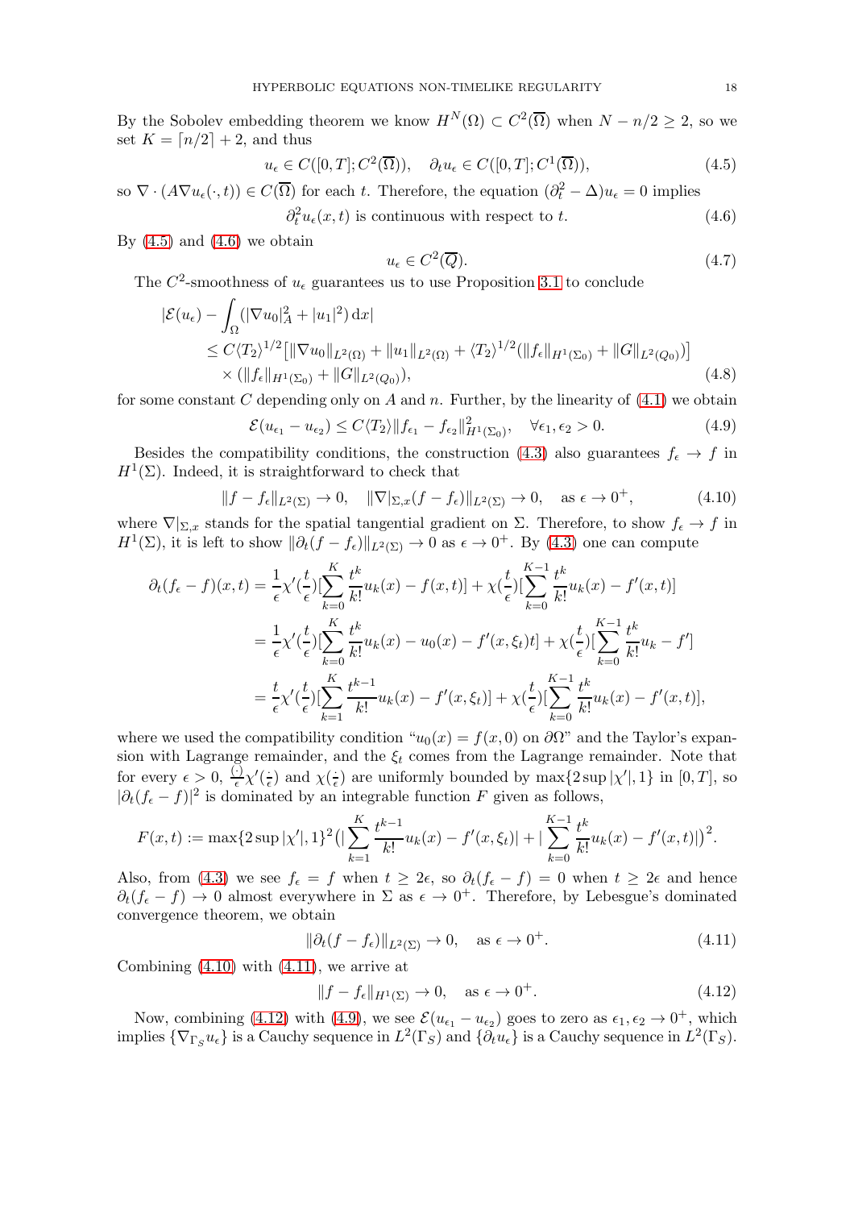By the Sobolev embedding theorem we know $H^N(\Omega) \subset C^2(\overline{\Omega})$ when $N - n/2 \geq 2$, so we set $K = \lceil n/2 \rceil + 2$, and thus

$$u_\epsilon \in C([0,T]; C^2(\overline{\Omega})), \quad \partial_t u_\epsilon \in C([0,T]; C^1(\overline{\Omega})), \tag{4.5}$$

so $\nabla \cdot (A \nabla u_\epsilon(\cdot, t)) \in C(\overline{\Omega})$ for each $t$. Therefore, the equation $(\partial_t^2 - \Delta) u_\epsilon = 0$ implies

$$\partial_t^2 u_\epsilon(x,t) \text{ is continuous with respect to } t. \tag{4.6}$$

By (4.5) and (4.6) we obtain

$$u_\epsilon \in C^2(\overline{Q}). \tag{4.7}$$

The $C^2$-smoothness of $u_\epsilon$ guarantees us to use Proposition 3.1 to conclude

$$\begin{aligned}
|\mathcal{E}(u_\epsilon) - \int_\Omega (|\nabla u_0|_A^2 + |u_1|^2) \,\mathrm{d}x| \\
&\leq C \langle T_2 \rangle^{1/2} \big[ \|\nabla u_0\|_{L^2(\Omega)} + \|u_1\|_{L^2(\Omega)} + \langle T_2 \rangle^{1/2} (\|f_\epsilon\|_{H^1(\Sigma_0)} + \|G\|_{L^2(Q_0)}) \big] \\
&\quad \times (\|f_\epsilon\|_{H^1(\Sigma_0)} + \|G\|_{L^2(Q_0)}),
\end{aligned} \tag{4.8}$$

for some constant $C$ depending only on $A$ and $n$. Further, by the linearity of (4.1) we obtain

$$\mathcal{E}(u_{\epsilon_1} - u_{\epsilon_2}) \leq C \langle T_2 \rangle \|f_{\epsilon_1} - f_{\epsilon_2}\|_{H^1(\Sigma_0)}^2, \quad \forall \epsilon_1, \epsilon_2 > 0. \tag{4.9}$$

Besides the compatibility conditions, the construction (4.3) also guarantees $f_\epsilon \to f$ in $H^1(\Sigma)$. Indeed, it is straightforward to check that

$$\|f - f_\epsilon\|_{L^2(\Sigma)} \to 0, \quad \|\nabla|_{\Sigma,x}(f - f_\epsilon)\|_{L^2(\Sigma)} \to 0, \quad \text{as } \epsilon \to 0^+, \tag{4.10}$$

where $\nabla|_{\Sigma,x}$ stands for the spatial tangential gradient on $\Sigma$. Therefore, to show $f_\epsilon \to f$ in $H^1(\Sigma)$, it is left to show $\|\partial_t(f - f_\epsilon)\|_{L^2(\Sigma)} \to 0$ as $\epsilon \to 0^+$. By (4.3) one can compute

$$\begin{aligned}
\partial_t(f_\epsilon - f)(x,t) &= \frac{1}{\epsilon} \chi'(\frac{t}{\epsilon}) [\sum_{k=0}^K \frac{t^k}{k!} u_k(x) - f(x,t)] + \chi(\frac{t}{\epsilon}) [\sum_{k=0}^{K-1} \frac{t^k}{k!} u_k(x) - f'(x,t)] \\
&= \frac{1}{\epsilon} \chi'(\frac{t}{\epsilon}) [\sum_{k=0}^K \frac{t^k}{k!} u_k(x) - u_0(x) - f'(x, \xi_t) t] + \chi(\frac{t}{\epsilon}) [\sum_{k=0}^{K-1} \frac{t^k}{k!} u_k - f'] \\
&= \frac{t}{\epsilon} \chi'(\frac{t}{\epsilon}) [\sum_{k=1}^K \frac{t^{k-1}}{k!} u_k(x) - f'(x, \xi_t)] + \chi(\frac{t}{\epsilon}) [\sum_{k=0}^{K-1} \frac{t^k}{k!} u_k(x) - f'(x,t)],
\end{aligned}$$

where we used the compatibility condition "$u_0(x) = f(x,0)$ on $\partial\Omega$" and the Taylor's expansion with Lagrange remainder, and the $\xi_t$ comes from the Lagrange remainder. Note that for every $\epsilon > 0$, $\frac{(\cdot)}{\epsilon} \chi'(\frac{\cdot}{\epsilon})$ and $\chi(\frac{\cdot}{\epsilon})$ are uniformly bounded by $\max\{2 \sup |\chi'|, 1\}$ in $[0,T]$, so $|\partial_t(f_\epsilon - f)|^2$ is dominated by an integrable function $F$ given as follows,

$$F(x,t) := \max\{2 \sup |\chi'|, 1\}^2 \big( |\sum_{k=1}^K \frac{t^{k-1}}{k!} u_k(x) - f'(x, \xi_t)| + |\sum_{k=0}^{K-1} \frac{t^k}{k!} u_k(x) - f'(x,t)| \big)^2.$$

Also, from (4.3) we see $f_\epsilon = f$ when $t \geq 2\epsilon$, so $\partial_t(f_\epsilon - f) = 0$ when $t \geq 2\epsilon$ and hence $\partial_t(f_\epsilon - f) \to 0$ almost everywhere in $\Sigma$ as $\epsilon \to 0^+$. Therefore, by Lebesgue's dominated convergence theorem, we obtain

$$\|\partial_t(f - f_\epsilon)\|_{L^2(\Sigma)} \to 0, \quad \text{as } \epsilon \to 0^+. \tag{4.11}$$

Combining (4.10) with (4.11), we arrive at

$$\|f - f_\epsilon\|_{H^1(\Sigma)} \to 0, \quad \text{as } \epsilon \to 0^+. \tag{4.12}$$

Now, combining (4.12) with (4.9), we see $\mathcal{E}(u_{\epsilon_1} - u_{\epsilon_2})$ goes to zero as $\epsilon_1, \epsilon_2 \to 0^+$, which implies $\{\nabla_{\Gamma_S} u_\epsilon\}$ is a Cauchy sequence in $L^2(\Gamma_S)$ and $\{\partial_t u_\epsilon\}$ is a Cauchy sequence in $L^2(\Gamma_S)$.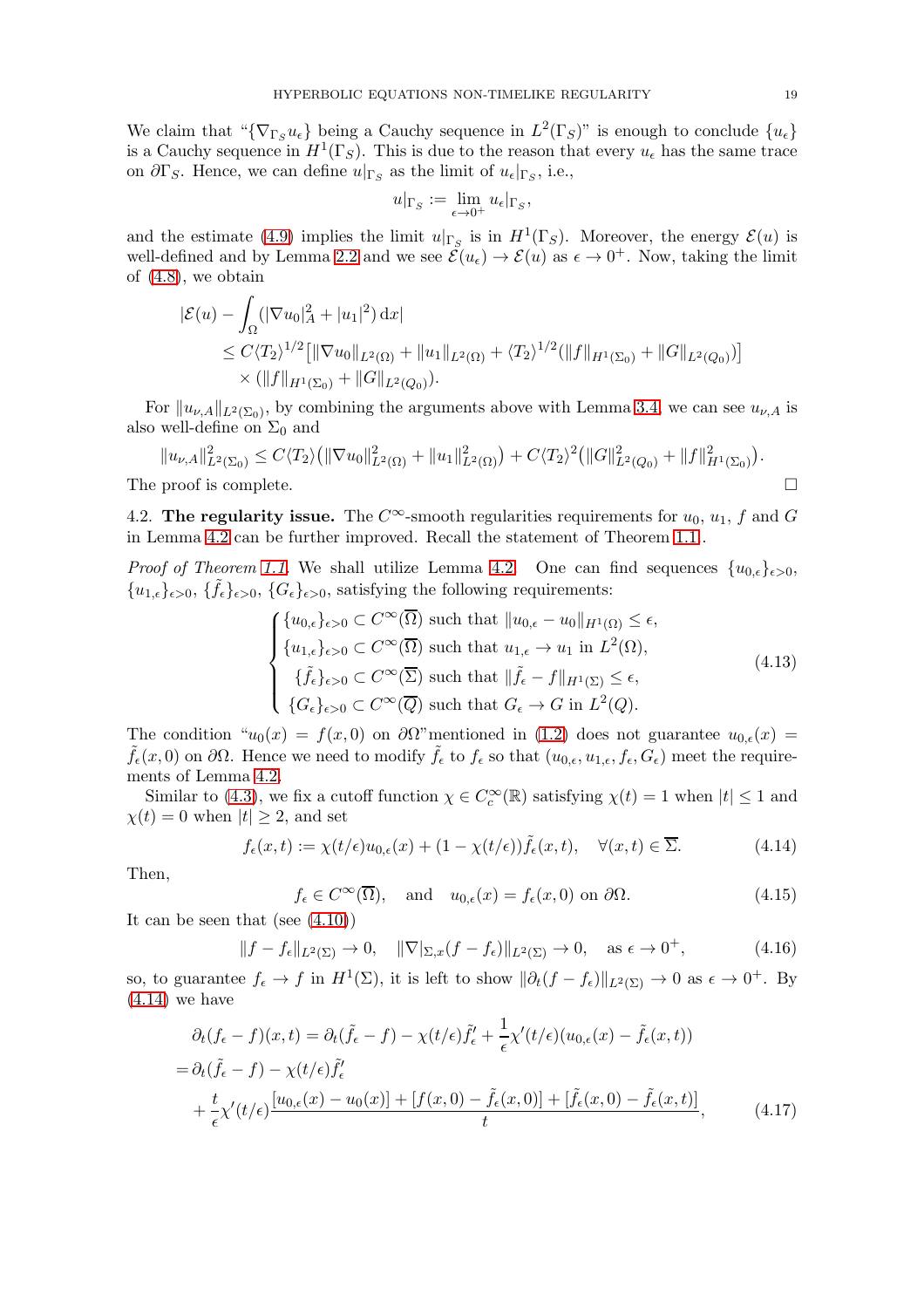We claim that "$\{\nabla_{\Gamma_S} u_\epsilon\}$ being a Cauchy sequence in $L^2(\Gamma_S)$" is enough to conclude $\{u_\epsilon\}$ is a Cauchy sequence in $H^1(\Gamma_S)$. This is due to the reason that every $u_\epsilon$ has the same trace on $\partial\Gamma_S$. Hence, we can define $u|_{\Gamma_S}$ as the limit of $u_\epsilon|_{\Gamma_S}$, i.e.,

$$u|_{\Gamma_S} := \lim_{\epsilon \to 0^+} u_\epsilon|_{\Gamma_S},$$

and the estimate (4.9) implies the limit $u|_{\Gamma_S}$ is in $H^1(\Gamma_S)$. Moreover, the energy $\mathcal{E}(u)$ is well-defined and by Lemma 2.2 and we see $\mathcal{E}(u_\epsilon) \to \mathcal{E}(u)$ as $\epsilon \to 0^+$. Now, taking the limit of (4.8), we obtain

$$\begin{aligned}
&|\mathcal{E}(u) - \int_\Omega (|\nabla u_0|_A^2 + |u_1|^2)\,\mathrm{d}x| \\
&\leq C\langle T_2\rangle^{1/2}\big[\|\nabla u_0\|_{L^2(\Omega)} + \|u_1\|_{L^2(\Omega)} + \langle T_2\rangle^{1/2}(\|f\|_{H^1(\Sigma_0)} + \|G\|_{L^2(Q_0)})\big] \\
&\quad \times (\|f\|_{H^1(\Sigma_0)} + \|G\|_{L^2(Q_0)}).
\end{aligned}$$

For $\|u_{\nu,A}\|_{L^2(\Sigma_0)}$, by combining the arguments above with Lemma 3.4, we can see $u_{\nu,A}$ is also well-define on $\Sigma_0$ and

$$\|u_{\nu,A}\|_{L^2(\Sigma_0)}^2 \leq C\langle T_2\rangle\big(\|\nabla u_0\|_{L^2(\Omega)}^2 + \|u_1\|_{L^2(\Omega)}^2\big) + C\langle T_2\rangle^2\big(\|G\|_{L^2(Q_0)}^2 + \|f\|_{H^1(\Sigma_0)}^2\big).$$

The proof is complete. □

4.2. **The regularity issue.** The $C^\infty$-smooth regularities requirements for $u_0$, $u_1$, $f$ and $G$ in Lemma 4.2 can be further improved. Recall the statement of Theorem 1.1.

*Proof of Theorem 1.1.* We shall utilize Lemma 4.2. One can find sequences $\{u_{0,\epsilon}\}_{\epsilon>0}$, $\{u_{1,\epsilon}\}_{\epsilon>0}$, $\{\tilde{f}_\epsilon\}_{\epsilon>0}$, $\{G_\epsilon\}_{\epsilon>0}$, satisfying the following requirements:

$$\begin{cases}
\{u_{0,\epsilon}\}_{\epsilon>0} \subset C^\infty(\overline{\Omega}) \text{ such that } \|u_{0,\epsilon} - u_0\|_{H^1(\Omega)} \leq \epsilon, \\
\{u_{1,\epsilon}\}_{\epsilon>0} \subset C^\infty(\overline{\Omega}) \text{ such that } u_{1,\epsilon} \to u_1 \text{ in } L^2(\Omega), \\
\quad \{\tilde{f}_\epsilon\}_{\epsilon>0} \subset C^\infty(\overline{\Sigma}) \text{ such that } \|\tilde{f}_\epsilon - f\|_{H^1(\Sigma)} \leq \epsilon, \\
\{G_\epsilon\}_{\epsilon>0} \subset C^\infty(\overline{Q}) \text{ such that } G_\epsilon \to G \text{ in } L^2(Q).
\end{cases} \tag{4.13}$$

The condition "$u_0(x) = f(x,0)$ on $\partial\Omega$"mentioned in (1.2) does not guarantee $u_{0,\epsilon}(x) = \tilde{f}_\epsilon(x,0)$ on $\partial\Omega$. Hence we need to modify $\tilde{f}_\epsilon$ to $f_\epsilon$ so that $(u_{0,\epsilon}, u_{1,\epsilon}, f_\epsilon, G_\epsilon)$ meet the requirements of Lemma 4.2.

Similar to (4.3), we fix a cutoff function $\chi \in C_c^\infty(\mathbb{R})$ satisfying $\chi(t) = 1$ when $|t| \leq 1$ and $\chi(t) = 0$ when $|t| \geq 2$, and set

$$f_\epsilon(x,t) := \chi(t/\epsilon)u_{0,\epsilon}(x) + (1 - \chi(t/\epsilon))\tilde{f}_\epsilon(x,t), \quad \forall (x,t) \in \overline{\Sigma}. \tag{4.14}$$

Then,

$$f_\epsilon \in C^\infty(\overline{\Omega}), \quad \text{and} \quad u_{0,\epsilon}(x) = f_\epsilon(x,0) \text{ on } \partial\Omega. \tag{4.15}$$

It can be seen that (see (4.10))

$$\|f - f_\epsilon\|_{L^2(\Sigma)} \to 0, \quad \|\nabla|_{\Sigma,x}(f - f_\epsilon)\|_{L^2(\Sigma)} \to 0, \quad \text{as } \epsilon \to 0^+, \tag{4.16}$$

so, to guarantee $f_\epsilon \to f$ in $H^1(\Sigma)$, it is left to show $\|\partial_t(f - f_\epsilon)\|_{L^2(\Sigma)} \to 0$ as $\epsilon \to 0^+$. By (4.14) we have

$$\begin{aligned}
\partial_t(f_\epsilon - f)(x,t) &= \partial_t(\tilde{f}_\epsilon - f) - \chi(t/\epsilon)\tilde{f}_\epsilon' + \frac{1}{\epsilon}\chi'(t/\epsilon)(u_{0,\epsilon}(x) - \tilde{f}_\epsilon(x,t)) \\
=& \partial_t(\tilde{f}_\epsilon - f) - \chi(t/\epsilon)\tilde{f}_\epsilon' \\
&+ \frac{t}{\epsilon}\chi'(t/\epsilon)\frac{[u_{0,\epsilon}(x) - u_0(x)] + [f(x,0) - \tilde{f}_\epsilon(x,0)] + [\tilde{f}_\epsilon(x,0) - \tilde{f}_\epsilon(x,t)]}{t},
\end{aligned} \tag{4.17}$$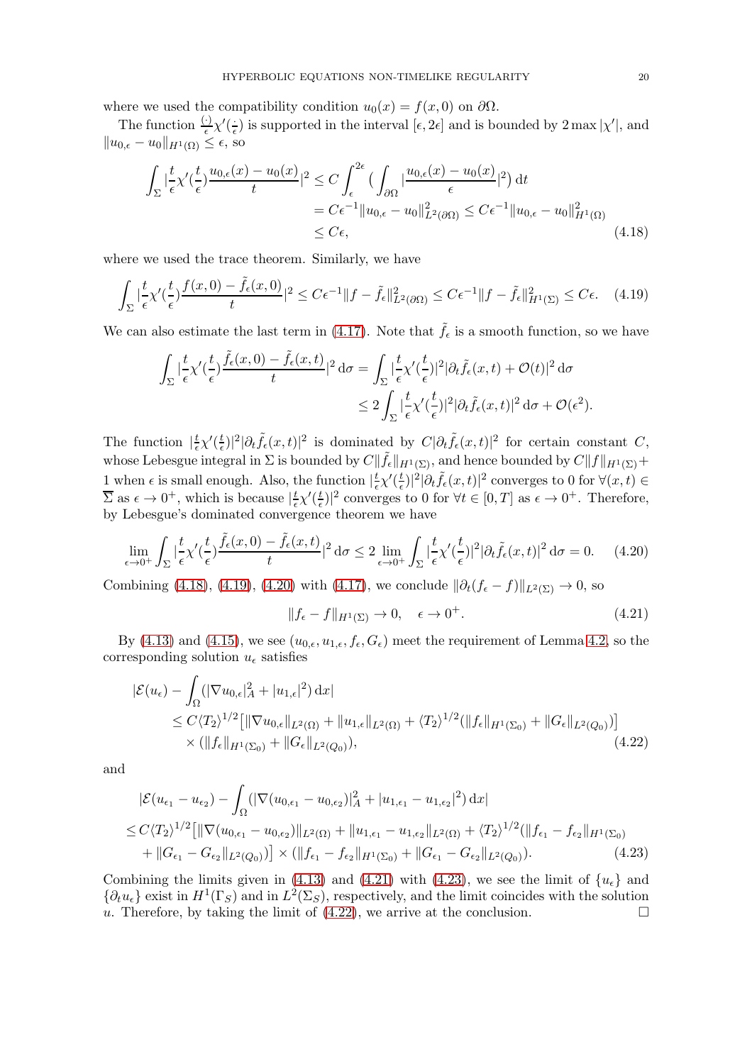where we used the compatibility condition $u_0(x) = f(x,0)$ on $\partial\Omega$.

The function $\frac{(\cdot)}{\epsilon}\chi'(\frac{\cdot}{\epsilon})$ is supported in the interval $[\epsilon, 2\epsilon]$ and is bounded by $2\max|\chi'|$, and $\|u_{0,\epsilon} - u_0\|_{H^1(\Omega)} \leq \epsilon$, so

$$
\begin{aligned}
\int_\Sigma |\frac{t}{\epsilon}\chi'(\frac{t}{\epsilon})\frac{u_{0,\epsilon}(x) - u_0(x)}{t}|^2 &\leq C\int_\epsilon^{2\epsilon} \big(\int_{\partial\Omega} |\frac{u_{0,\epsilon}(x) - u_0(x)}{\epsilon}|^2\big)\,\mathrm{d}t \\
&= C\epsilon^{-1}\|u_{0,\epsilon} - u_0\|^2_{L^2(\partial\Omega)} \leq C\epsilon^{-1}\|u_{0,\epsilon} - u_0\|^2_{H^1(\Omega)} \\
&\leq C\epsilon,
\end{aligned} \tag{4.18}
$$

where we used the trace theorem. Similarly, we have

$$
\int_\Sigma |\frac{t}{\epsilon}\chi'(\frac{t}{\epsilon})\frac{f(x,0) - \tilde{f}_\epsilon(x,0)}{t}|^2 \leq C\epsilon^{-1}\|f - \tilde{f}_\epsilon\|^2_{L^2(\partial\Omega)} \leq C\epsilon^{-1}\|f - \tilde{f}_\epsilon\|^2_{H^1(\Sigma)} \leq C\epsilon. \tag{4.19}
$$

We can also estimate the last term in (4.17). Note that $\tilde{f}_\epsilon$ is a smooth function, so we have

$$
\begin{aligned}
\int_\Sigma |\frac{t}{\epsilon}\chi'(\frac{t}{\epsilon})\frac{\tilde{f}_\epsilon(x,0) - \tilde{f}_\epsilon(x,t)}{t}|^2\,\mathrm{d}\sigma &= \int_\Sigma |\frac{t}{\epsilon}\chi'(\frac{t}{\epsilon})|^2 |\partial_t\tilde{f}_\epsilon(x,t) + \mathcal{O}(t)|^2\,\mathrm{d}\sigma \\
&\leq 2\int_\Sigma |\frac{t}{\epsilon}\chi'(\frac{t}{\epsilon})|^2|\partial_t\tilde{f}_\epsilon(x,t)|^2\,\mathrm{d}\sigma + \mathcal{O}(\epsilon^2).
\end{aligned}
$$

The function $|\frac{t}{\epsilon}\chi'(\frac{t}{\epsilon})|^2|\partial_t\tilde{f}_\epsilon(x,t)|^2$ is dominated by $C|\partial_t\tilde{f}_\epsilon(x,t)|^2$ for certain constant $C$, whose Lebesgue integral in $\Sigma$ is bounded by $C\|\tilde{f}_\epsilon\|_{H^1(\Sigma)}$, and hence bounded by $C\|f\|_{H^1(\Sigma)} + 1$ when $\epsilon$ is small enough. Also, the function $|\frac{t}{\epsilon}\chi'(\frac{t}{\epsilon})|^2|\partial_t\tilde{f}_\epsilon(x,t)|^2$ converges to 0 for $\forall(x,t) \in \overline{\Sigma}$ as $\epsilon \to 0^+$, which is because $|\frac{t}{\epsilon}\chi'(\frac{t}{\epsilon})|^2$ converges to 0 for $\forall t \in [0,T]$ as $\epsilon \to 0^+$. Therefore, by Lebesgue's dominated convergence theorem we have

$$
\lim_{\epsilon\to 0^+}\int_\Sigma |\frac{t}{\epsilon}\chi'(\frac{t}{\epsilon})\frac{\tilde{f}_\epsilon(x,0) - \tilde{f}_\epsilon(x,t)}{t}|^2\,\mathrm{d}\sigma \leq 2\lim_{\epsilon\to 0^+}\int_\Sigma |\frac{t}{\epsilon}\chi'(\frac{t}{\epsilon})|^2|\partial_t\tilde{f}_\epsilon(x,t)|^2\,\mathrm{d}\sigma = 0. \tag{4.20}
$$

Combining (4.18), (4.19), (4.20) with (4.17), we conclude $\|\partial_t(f_\epsilon - f)\|_{L^2(\Sigma)} \to 0$, so

$$
\|f_\epsilon - f\|_{H^1(\Sigma)} \to 0, \quad \epsilon \to 0^+. \tag{4.21}
$$

By (4.13) and (4.15), we see $(u_{0,\epsilon}, u_{1,\epsilon}, f_\epsilon, G_\epsilon)$ meet the requirement of Lemma 4.2, so the corresponding solution $u_\epsilon$ satisfies

$$
\begin{aligned}
|\mathcal{E}(u_\epsilon) &- \int_\Omega(|\nabla u_{0,\epsilon}|^2_A + |u_{1,\epsilon}|^2)\,\mathrm{d}x| \\
&\leq C\langle T_2\rangle^{1/2}\big[\|\nabla u_{0,\epsilon}\|_{L^2(\Omega)} + \|u_{1,\epsilon}\|_{L^2(\Omega)} + \langle T_2\rangle^{1/2}(\|f_\epsilon\|_{H^1(\Sigma_0)} + \|G_\epsilon\|_{L^2(Q_0)})\big] \\
&\quad \times (\|f_\epsilon\|_{H^1(\Sigma_0)} + \|G_\epsilon\|_{L^2(Q_0)}),
\end{aligned} \tag{4.22}
$$

and

$$
\begin{aligned}
&|\mathcal{E}(u_{\epsilon_1} - u_{\epsilon_2}) - \int_\Omega(|\nabla(u_{0,\epsilon_1} - u_{0,\epsilon_2})|^2_A + |u_{1,\epsilon_1} - u_{1,\epsilon_2}|^2)\,\mathrm{d}x| \\
&\leq C\langle T_2\rangle^{1/2}\big[\|\nabla(u_{0,\epsilon_1} - u_{0,\epsilon_2})\|_{L^2(\Omega)} + \|u_{1,\epsilon_1} - u_{1,\epsilon_2}\|_{L^2(\Omega)} + \langle T_2\rangle^{1/2}(\|f_{\epsilon_1} - f_{\epsilon_2}\|_{H^1(\Sigma_0)} \\
&\quad + \|G_{\epsilon_1} - G_{\epsilon_2}\|_{L^2(Q_0)})\big] \times (\|f_{\epsilon_1} - f_{\epsilon_2}\|_{H^1(\Sigma_0)} + \|G_{\epsilon_1} - G_{\epsilon_2}\|_{L^2(Q_0)}).
\end{aligned} \tag{4.23}
$$

Combining the limits given in (4.13) and (4.21) with (4.23), we see the limit of $\{u_\epsilon\}$ and $\{\partial_t u_\epsilon\}$ exist in $H^1(\Gamma_S)$ and in $L^2(\Sigma_S)$, respectively, and the limit coincides with the solution $u$. Therefore, by taking the limit of (4.22), we arrive at the conclusion. $\square$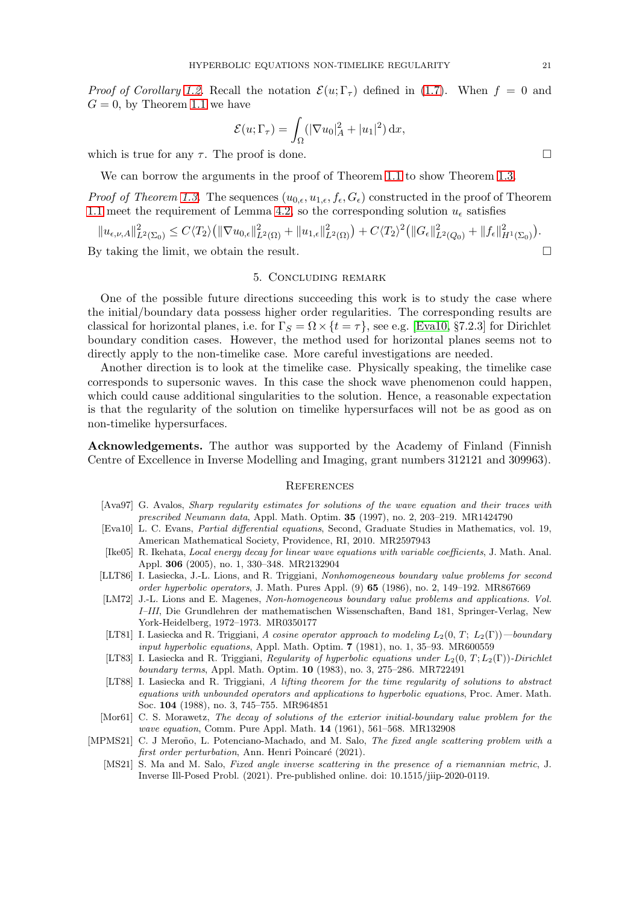*Proof of Corollary 1.2.* Recall the notation $\mathcal{E}(u;\Gamma_\tau)$ defined in (1.7). When $f = 0$ and $G = 0$, by Theorem 1.1 we have

$$\mathcal{E}(u;\Gamma_\tau) = \int_\Omega (|\nabla u_0|_A^2 + |u_1|^2)\,\mathrm{d}x,$$

which is true for any $\tau$. The proof is done. □

We can borrow the arguments in the proof of Theorem 1.1 to show Theorem 1.3.

*Proof of Theorem 1.3.* The sequences $(u_{0,\epsilon}, u_{1,\epsilon}, f_\epsilon, G_\epsilon)$ constructed in the proof of Theorem 1.1 meet the requirement of Lemma 4.2, so the corresponding solution $u_\epsilon$ satisfies

$$\|u_{\epsilon,\nu,A}\|_{L^2(\Sigma_0)}^2 \leq C\langle T_2\rangle\big(\|\nabla u_{0,\epsilon}\|_{L^2(\Omega)}^2 + \|u_{1,\epsilon}\|_{L^2(\Omega)}^2\big) + C\langle T_2\rangle^2\big(\|G_\epsilon\|_{L^2(Q_0)}^2 + \|f_\epsilon\|_{H^1(\Sigma_0)}^2\big).$$

By taking the limit, we obtain the result. □

## 5. Concluding remark

One of the possible future directions succeeding this work is to study the case where the initial/boundary data possess higher order regularities. The corresponding results are classical for horizontal planes, i.e. for $\Gamma_S = \Omega \times \{t = \tau\}$, see e.g. [Eva10, §7.2.3] for Dirichlet boundary condition cases. However, the method used for horizontal planes seems not to directly apply to the non-timelike case. More careful investigations are needed.

Another direction is to look at the timelike case. Physically speaking, the timelike case corresponds to supersonic waves. In this case the shock wave phenomenon could happen, which could cause additional singularities to the solution. Hence, a reasonable expectation is that the regularity of the solution on timelike hypersurfaces will not be as good as on non-timelike hypersurfaces.

**Acknowledgements.** The author was supported by the Academy of Finland (Finnish Centre of Excellence in Inverse Modelling and Imaging, grant numbers 312121 and 309963).

## References

- [Ava97] G. Avalos, *Sharp regularity estimates for solutions of the wave equation and their traces with prescribed Neumann data*, Appl. Math. Optim. **35** (1997), no. 2, 203–219. MR1424790
- [Eva10] L. C. Evans, *Partial differential equations*, Second, Graduate Studies in Mathematics, vol. 19, American Mathematical Society, Providence, RI, 2010. MR2597943
- [Ike05] R. Ikehata, *Local energy decay for linear wave equations with variable coefficients*, J. Math. Anal. Appl. **306** (2005), no. 1, 330–348. MR2132904
- [LLT86] I. Lasiecka, J.-L. Lions, and R. Triggiani, *Nonhomogeneous boundary value problems for second order hyperbolic operators*, J. Math. Pures Appl. (9) **65** (1986), no. 2, 149–192. MR867669
- [LM72] J.-L. Lions and E. Magenes, *Non-homogeneous boundary value problems and applications. Vol. I–III*, Die Grundlehren der mathematischen Wissenschaften, Band 181, Springer-Verlag, New York-Heidelberg, 1972–1973. MR0350177
- [LT81] I. Lasiecka and R. Triggiani, *A cosine operator approach to modeling $L_2(0, T;\ L_2(\Gamma))$—boundary input hyperbolic equations*, Appl. Math. Optim. **7** (1981), no. 1, 35–93. MR600559
- [LT83] I. Lasiecka and R. Triggiani, *Regularity of hyperbolic equations under $L_2(0, T; L_2(\Gamma))$-Dirichlet boundary terms*, Appl. Math. Optim. **10** (1983), no. 3, 275–286. MR722491
- [LT88] I. Lasiecka and R. Triggiani, *A lifting theorem for the time regularity of solutions to abstract equations with unbounded operators and applications to hyperbolic equations*, Proc. Amer. Math. Soc. **104** (1988), no. 3, 745–755. MR964851
- [Mor61] C. S. Morawetz, *The decay of solutions of the exterior initial-boundary value problem for the wave equation*, Comm. Pure Appl. Math. **14** (1961), 561–568. MR132908
- [MPMS21] C. J Meroño, L. Potenciano-Machado, and M. Salo, *The fixed angle scattering problem with a first order perturbation*, Ann. Henri Poincaré (2021).
- [MS21] S. Ma and M. Salo, *Fixed angle inverse scattering in the presence of a riemannian metric*, J. Inverse Ill-Posed Probl. (2021). Pre-published online. doi: 10.1515/jiip-2020-0119.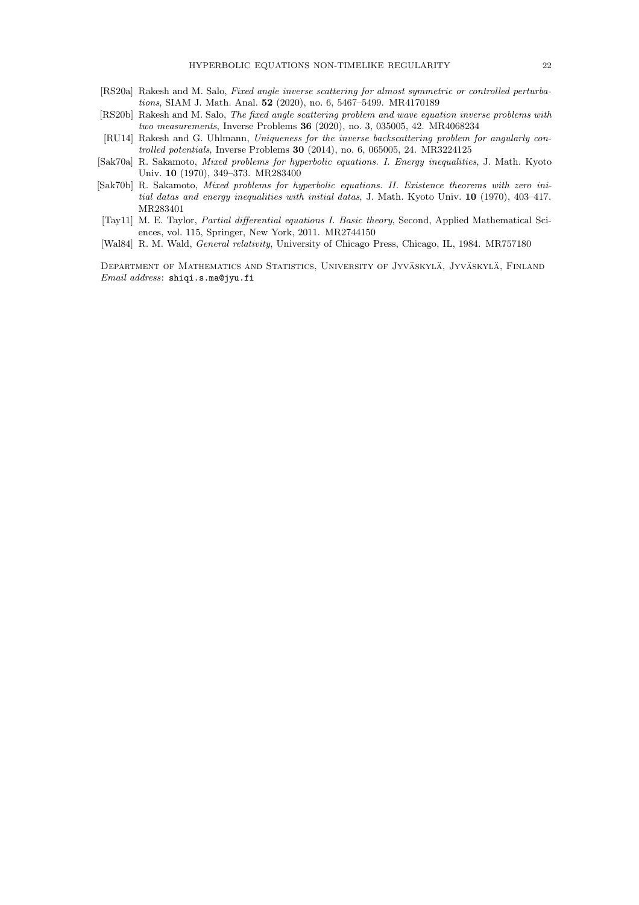[RS20a] Rakesh and M. Salo, *Fixed angle inverse scattering for almost symmetric or controlled perturbations*, SIAM J. Math. Anal. **52** (2020), no. 6, 5467–5499. MR4170189

[RS20b] Rakesh and M. Salo, *The fixed angle scattering problem and wave equation inverse problems with two measurements*, Inverse Problems **36** (2020), no. 3, 035005, 42. MR4068234

[RU14] Rakesh and G. Uhlmann, *Uniqueness for the inverse backscattering problem for angularly controlled potentials*, Inverse Problems **30** (2014), no. 6, 065005, 24. MR3224125

[Sak70a] R. Sakamoto, *Mixed problems for hyperbolic equations. I. Energy inequalities*, J. Math. Kyoto Univ. **10** (1970), 349–373. MR283400

[Sak70b] R. Sakamoto, *Mixed problems for hyperbolic equations. II. Existence theorems with zero initial datas and energy inequalities with initial datas*, J. Math. Kyoto Univ. **10** (1970), 403–417. MR283401

[Tay11] M. E. Taylor, *Partial differential equations I. Basic theory*, Second, Applied Mathematical Sciences, vol. 115, Springer, New York, 2011. MR2744150

[Wal84] R. M. Wald, *General relativity*, University of Chicago Press, Chicago, IL, 1984. MR757180

Department of Mathematics and Statistics, University of Jyväskylä, Jyväskylä, Finland
*Email address*: shiqi.s.ma@jyu.fi